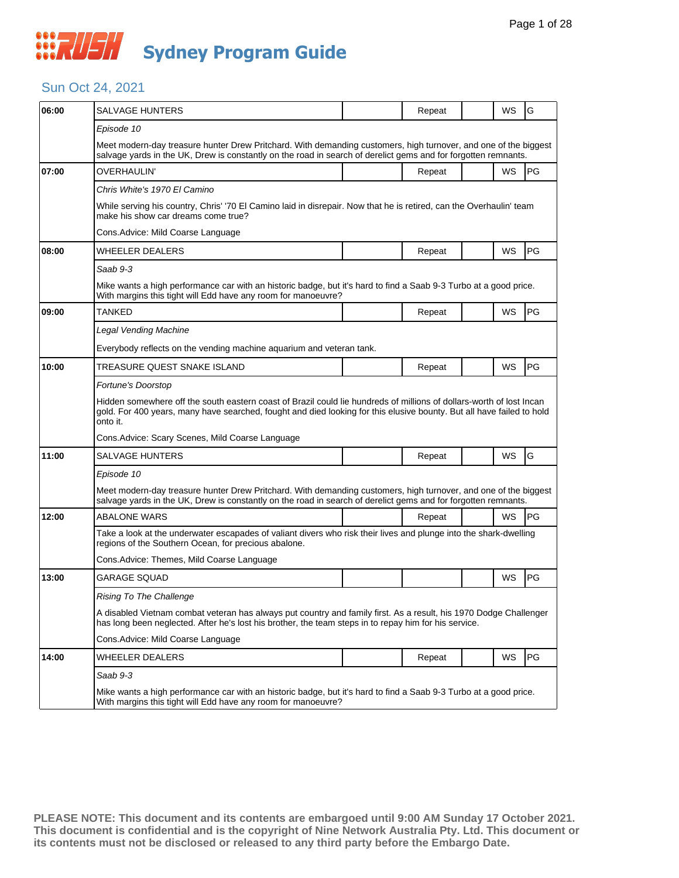# RUSH Sydney Program Guide

## Sun Oct 24, 2021

| Time | Program | | Status | | Format | Rating |
|---|---|---|---|---|---|---|
| 06:00 | SALVAGE HUNTERS | | Repeat | | WS | G |
| | *Episode 10* | | | | | |
| | Meet modern-day treasure hunter Drew Pritchard. With demanding customers, high turnover, and one of the biggest salvage yards in the UK, Drew is constantly on the road in search of derelict gems and for forgotten remnants. | | | | | |
| 07:00 | OVERHAULIN' | | Repeat | | WS | PG |
| | *Chris White's 1970 El Camino* | | | | | |
| | While serving his country, Chris' '70 El Camino laid in disrepair. Now that he is retired, can the Overhaulin' team make his show car dreams come true? | | | | | |
| | Cons.Advice: Mild Coarse Language | | | | | |
| 08:00 | WHEELER DEALERS | | Repeat | | WS | PG |
| | *Saab 9-3* | | | | | |
| | Mike wants a high performance car with an historic badge, but it's hard to find a Saab 9-3 Turbo at a good price. With margins this tight will Edd have any room for manoeuvre? | | | | | |
| 09:00 | TANKED | | Repeat | | WS | PG |
| | *Legal Vending Machine* | | | | | |
| | Everybody reflects on the vending machine aquarium and veteran tank. | | | | | |
| 10:00 | TREASURE QUEST SNAKE ISLAND | | Repeat | | WS | PG |
| | *Fortune's Doorstop* | | | | | |
| | Hidden somewhere off the south eastern coast of Brazil could lie hundreds of millions of dollars-worth of lost Incan gold. For 400 years, many have searched, fought and died looking for this elusive bounty. But all have failed to hold onto it. | | | | | |
| | Cons.Advice: Scary Scenes, Mild Coarse Language | | | | | |
| 11:00 | SALVAGE HUNTERS | | Repeat | | WS | G |
| | *Episode 10* | | | | | |
| | Meet modern-day treasure hunter Drew Pritchard. With demanding customers, high turnover, and one of the biggest salvage yards in the UK, Drew is constantly on the road in search of derelict gems and for forgotten remnants. | | | | | |
| 12:00 | ABALONE WARS | | Repeat | | WS | PG |
| | Take a look at the underwater escapades of valiant divers who risk their lives and plunge into the shark-dwelling regions of the Southern Ocean, for precious abalone. | | | | | |
| | Cons.Advice: Themes, Mild Coarse Language | | | | | |
| 13:00 | GARAGE SQUAD | | | | WS | PG |
| | *Rising To The Challenge* | | | | | |
| | A disabled Vietnam combat veteran has always put country and family first. As a result, his 1970 Dodge Challenger has long been neglected. After he's lost his brother, the team steps in to repay him for his service. | | | | | |
| | Cons.Advice: Mild Coarse Language | | | | | |
| 14:00 | WHEELER DEALERS | | Repeat | | WS | PG |
| | *Saab 9-3* | | | | | |
| | Mike wants a high performance car with an historic badge, but it's hard to find a Saab 9-3 Turbo at a good price. With margins this tight will Edd have any room for manoeuvre? | | | | | |

**PLEASE NOTE: This document and its contents are embargoed until 9:00 AM Sunday 17 October 2021. This document is confidential and is the copyright of Nine Network Australia Pty. Ltd. This document or its contents must not be disclosed or released to any third party before the Embargo Date.**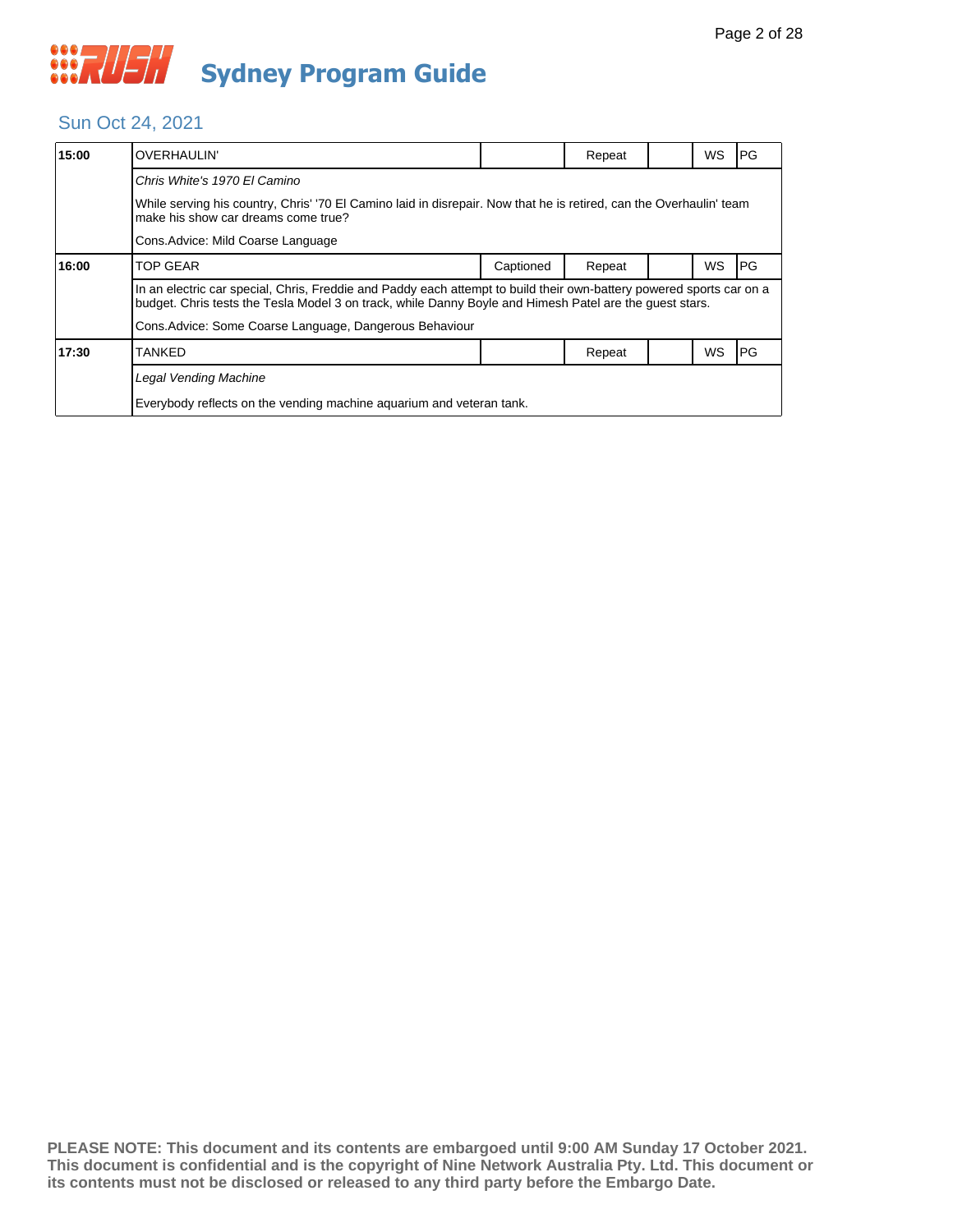# Sydney Program Guide

## Sun Oct 24, 2021

| Time | Program | Captioned | Repeat | | WS | Rating |
|---|---|---|---|---|---|---|
| 15:00 | OVERHAULIN' | | Repeat | | WS | PG |
| | *Chris White's 1970 El Camino*<br>While serving his country, Chris' '70 El Camino laid in disrepair. Now that he is retired, can the Overhaulin' team make his show car dreams come true?<br>Cons.Advice: Mild Coarse Language | | | | | |
| 16:00 | TOP GEAR | Captioned | Repeat | | WS | PG |
| | In an electric car special, Chris, Freddie and Paddy each attempt to build their own-battery powered sports car on a budget. Chris tests the Tesla Model 3 on track, while Danny Boyle and Himesh Patel are the guest stars.<br>Cons.Advice: Some Coarse Language, Dangerous Behaviour | | | | | |
| 17:30 | TANKED | | Repeat | | WS | PG |
| | *Legal Vending Machine*<br>Everybody reflects on the vending machine aquarium and veteran tank. | | | | | |

**PLEASE NOTE: This document and its contents are embargoed until 9:00 AM Sunday 17 October 2021. This document is confidential and is the copyright of Nine Network Australia Pty. Ltd. This document or its contents must not be disclosed or released to any third party before the Embargo Date.**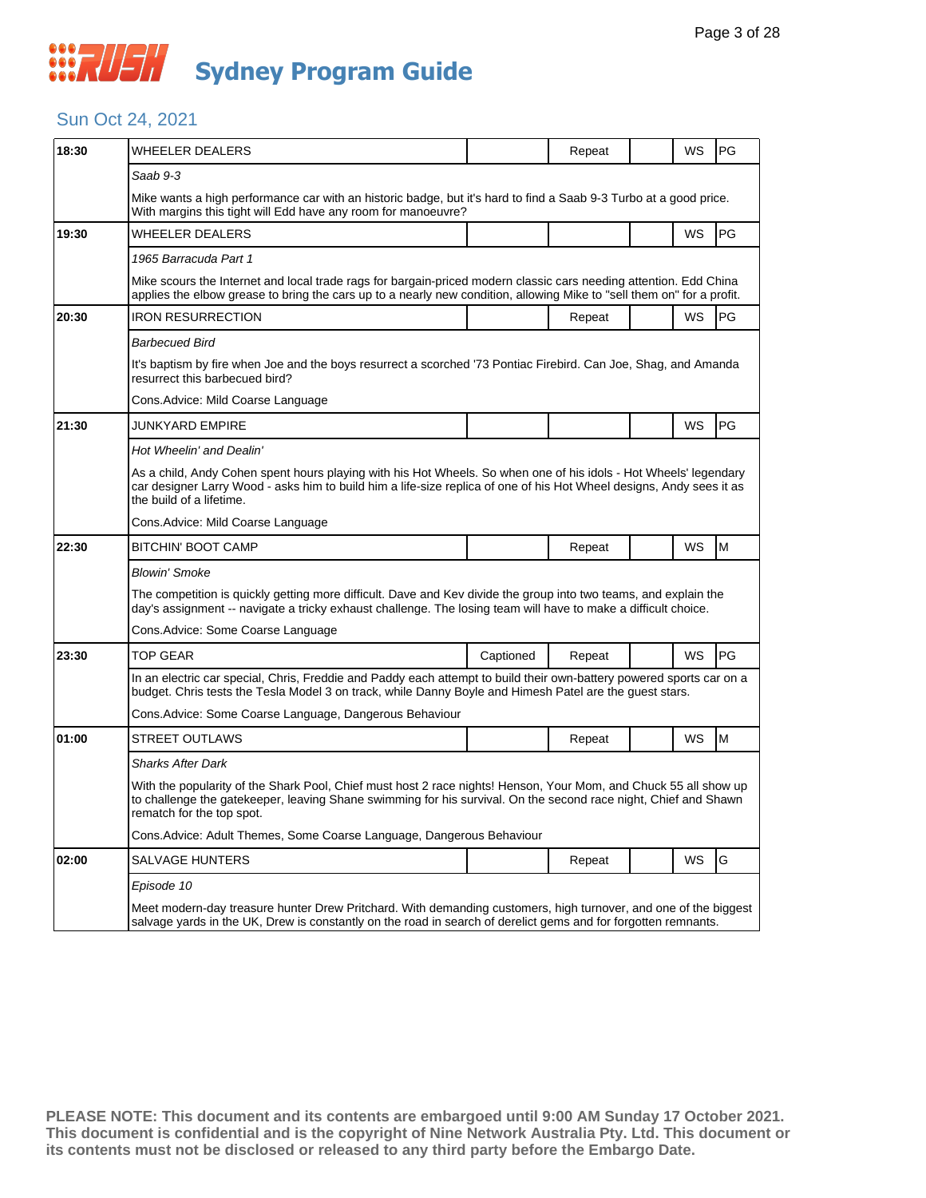# RUSH Sydney Program Guide

## Sun Oct 24, 2021

| Time | Program | Captioned | Repeat | | WS | Rating |
|---|---|---|---|---|---|---|
| 18:30 | WHEELER DEALERS | | Repeat | | WS | PG |
| | *Saab 9-3* | | | | | |
| | Mike wants a high performance car with an historic badge, but it's hard to find a Saab 9-3 Turbo at a good price. With margins this tight will Edd have any room for manoeuvre? | | | | | |
| 19:30 | WHEELER DEALERS | | | | WS | PG |
| | *1965 Barracuda Part 1* | | | | | |
| | Mike scours the Internet and local trade rags for bargain-priced modern classic cars needing attention. Edd China applies the elbow grease to bring the cars up to a nearly new condition, allowing Mike to "sell them on" for a profit. | | | | | |
| 20:30 | IRON RESURRECTION | | Repeat | | WS | PG |
| | *Barbecued Bird* | | | | | |
| | It's baptism by fire when Joe and the boys resurrect a scorched '73 Pontiac Firebird. Can Joe, Shag, and Amanda resurrect this barbecued bird? | | | | | |
| | Cons.Advice: Mild Coarse Language | | | | | |
| 21:30 | JUNKYARD EMPIRE | | | | WS | PG |
| | *Hot Wheelin' and Dealin'* | | | | | |
| | As a child, Andy Cohen spent hours playing with his Hot Wheels. So when one of his idols - Hot Wheels' legendary car designer Larry Wood - asks him to build him a life-size replica of one of his Hot Wheel designs, Andy sees it as the build of a lifetime. | | | | | |
| | Cons.Advice: Mild Coarse Language | | | | | |
| 22:30 | BITCHIN' BOOT CAMP | | Repeat | | WS | M |
| | *Blowin' Smoke* | | | | | |
| | The competition is quickly getting more difficult. Dave and Kev divide the group into two teams, and explain the day's assignment -- navigate a tricky exhaust challenge. The losing team will have to make a difficult choice. | | | | | |
| | Cons.Advice: Some Coarse Language | | | | | |
| 23:30 | TOP GEAR | Captioned | Repeat | | WS | PG |
| | In an electric car special, Chris, Freddie and Paddy each attempt to build their own-battery powered sports car on a budget. Chris tests the Tesla Model 3 on track, while Danny Boyle and Himesh Patel are the guest stars. | | | | | |
| | Cons.Advice: Some Coarse Language, Dangerous Behaviour | | | | | |
| 01:00 | STREET OUTLAWS | | Repeat | | WS | M |
| | *Sharks After Dark* | | | | | |
| | With the popularity of the Shark Pool, Chief must host 2 race nights! Henson, Your Mom, and Chuck 55 all show up to challenge the gatekeeper, leaving Shane swimming for his survival. On the second race night, Chief and Shawn rematch for the top spot. | | | | | |
| | Cons.Advice: Adult Themes, Some Coarse Language, Dangerous Behaviour | | | | | |
| 02:00 | SALVAGE HUNTERS | | Repeat | | WS | G |
| | *Episode 10* | | | | | |
| | Meet modern-day treasure hunter Drew Pritchard. With demanding customers, high turnover, and one of the biggest salvage yards in the UK, Drew is constantly on the road in search of derelict gems and for forgotten remnants. | | | | | |

**PLEASE NOTE: This document and its contents are embargoed until 9:00 AM Sunday 17 October 2021. This document is confidential and is the copyright of Nine Network Australia Pty. Ltd. This document or its contents must not be disclosed or released to any third party before the Embargo Date.**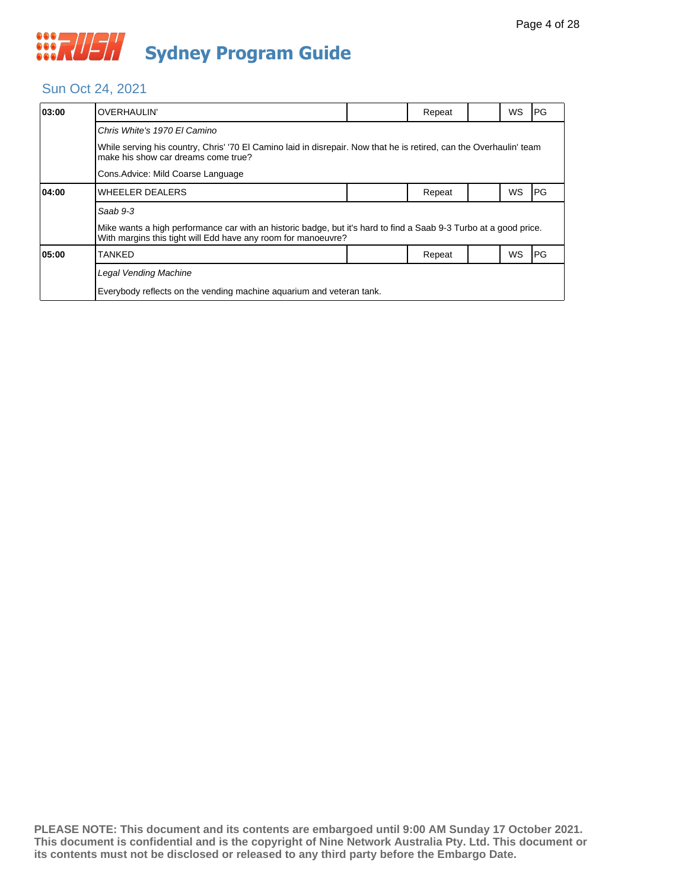# Sydney Program Guide

## Sun Oct 24, 2021

| Time | Program | | Status | | Format | Rating |
|---|---|---|---|---|---|---|
| 03:00 | OVERHAULIN' | | Repeat | | WS | PG |
| | *Chris White's 1970 El Camino* | | | | | |
| | While serving his country, Chris' '70 El Camino laid in disrepair. Now that he is retired, can the Overhaulin' team make his show car dreams come true? | | | | | |
| | Cons.Advice: Mild Coarse Language | | | | | |
| 04:00 | WHEELER DEALERS | | Repeat | | WS | PG |
| | *Saab 9-3* | | | | | |
| | Mike wants a high performance car with an historic badge, but it's hard to find a Saab 9-3 Turbo at a good price. With margins this tight will Edd have any room for manoeuvre? | | | | | |
| 05:00 | TANKED | | Repeat | | WS | PG |
| | *Legal Vending Machine* | | | | | |
| | Everybody reflects on the vending machine aquarium and veteran tank. | | | | | |

**PLEASE NOTE: This document and its contents are embargoed until 9:00 AM Sunday 17 October 2021. This document is confidential and is the copyright of Nine Network Australia Pty. Ltd. This document or its contents must not be disclosed or released to any third party before the Embargo Date.**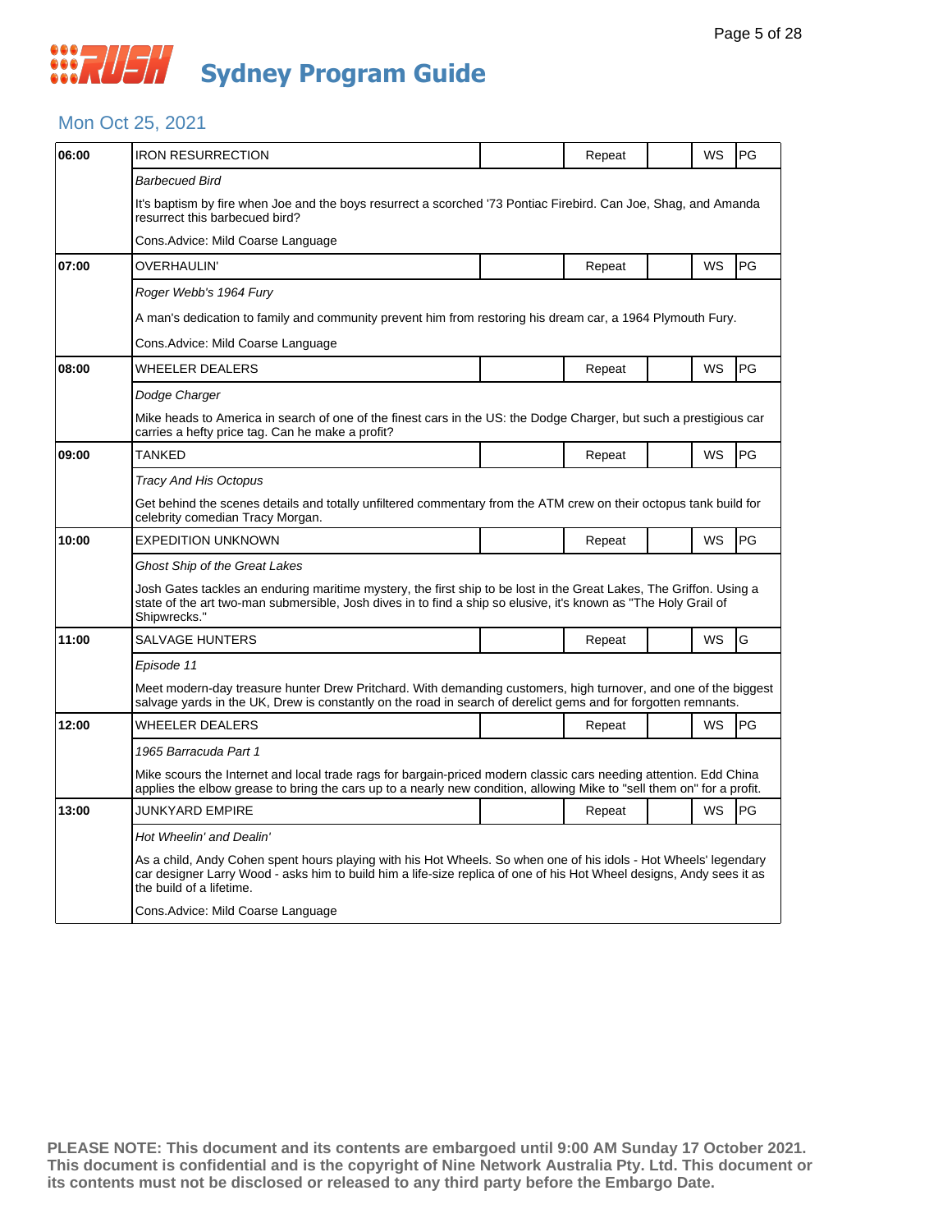# Sydney Program Guide

## Mon Oct 25, 2021

| Time | Program | | Status | | Format | Rating |
|---|---|---|---|---|---|---|
| 06:00 | IRON RESURRECTION | | Repeat | | WS | PG |

*Barbecued Bird*

It's baptism by fire when Joe and the boys resurrect a scorched '73 Pontiac Firebird. Can Joe, Shag, and Amanda resurrect this barbecued bird?

Cons.Advice: Mild Coarse Language

| Time | Program | | Status | | Format | Rating |
|---|---|---|---|---|---|---|
| 07:00 | OVERHAULIN' | | Repeat | | WS | PG |

*Roger Webb's 1964 Fury*

A man's dedication to family and community prevent him from restoring his dream car, a 1964 Plymouth Fury.

Cons.Advice: Mild Coarse Language

| Time | Program | | Status | | Format | Rating |
|---|---|---|---|---|---|---|
| 08:00 | WHEELER DEALERS | | Repeat | | WS | PG |

*Dodge Charger*

Mike heads to America in search of one of the finest cars in the US: the Dodge Charger, but such a prestigious car carries a hefty price tag. Can he make a profit?

| Time | Program | | Status | | Format | Rating |
|---|---|---|---|---|---|---|
| 09:00 | TANKED | | Repeat | | WS | PG |

*Tracy And His Octopus*

Get behind the scenes details and totally unfiltered commentary from the ATM crew on their octopus tank build for celebrity comedian Tracy Morgan.

| Time | Program | | Status | | Format | Rating |
|---|---|---|---|---|---|---|
| 10:00 | EXPEDITION UNKNOWN | | Repeat | | WS | PG |

*Ghost Ship of the Great Lakes*

Josh Gates tackles an enduring maritime mystery, the first ship to be lost in the Great Lakes, The Griffon. Using a state of the art two-man submersible, Josh dives in to find a ship so elusive, it's known as "The Holy Grail of Shipwrecks."

| Time | Program | | Status | | Format | Rating |
|---|---|---|---|---|---|---|
| 11:00 | SALVAGE HUNTERS | | Repeat | | WS | G |

*Episode 11*

Meet modern-day treasure hunter Drew Pritchard. With demanding customers, high turnover, and one of the biggest salvage yards in the UK, Drew is constantly on the road in search of derelict gems and for forgotten remnants.

| Time | Program | | Status | | Format | Rating |
|---|---|---|---|---|---|---|
| 12:00 | WHEELER DEALERS | | Repeat | | WS | PG |

*1965 Barracuda Part 1*

Mike scours the Internet and local trade rags for bargain-priced modern classic cars needing attention. Edd China applies the elbow grease to bring the cars up to a nearly new condition, allowing Mike to "sell them on" for a profit.

| Time | Program | | Status | | Format | Rating |
|---|---|---|---|---|---|---|
| 13:00 | JUNKYARD EMPIRE | | Repeat | | WS | PG |

*Hot Wheelin' and Dealin'*

As a child, Andy Cohen spent hours playing with his Hot Wheels. So when one of his idols - Hot Wheels' legendary car designer Larry Wood - asks him to build him a life-size replica of one of his Hot Wheel designs, Andy sees it as the build of a lifetime.

Cons.Advice: Mild Coarse Language

**PLEASE NOTE: This document and its contents are embargoed until 9:00 AM Sunday 17 October 2021. This document is confidential and is the copyright of Nine Network Australia Pty. Ltd. This document or its contents must not be disclosed or released to any third party before the Embargo Date.**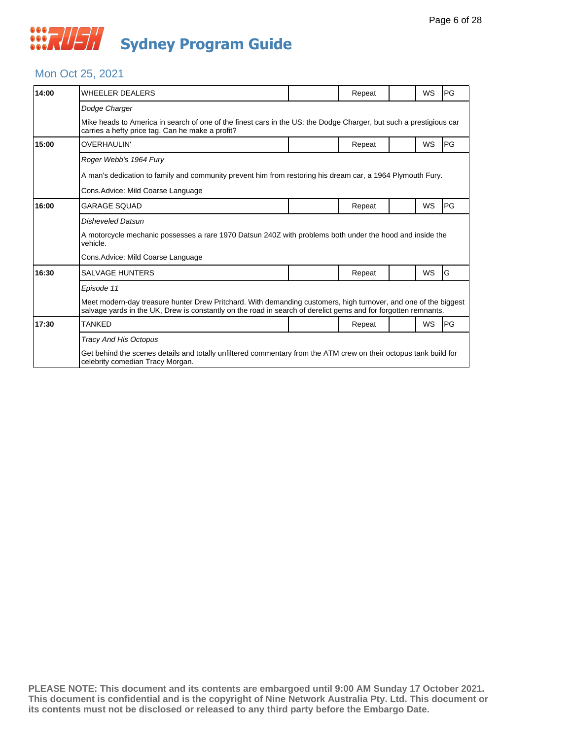# RUSH Sydney Program Guide

## Mon Oct 25, 2021

| Time | Program | | | | | |
|---|---|---|---|---|---|---|
| 14:00 | WHEELER DEALERS | | Repeat | | WS | PG |
| | *Dodge Charger* | | | | | |
| | Mike heads to America in search of one of the finest cars in the US: the Dodge Charger, but such a prestigious car carries a hefty price tag. Can he make a profit? | | | | | |
| 15:00 | OVERHAULIN' | | Repeat | | WS | PG |
| | *Roger Webb's 1964 Fury* | | | | | |
| | A man's dedication to family and community prevent him from restoring his dream car, a 1964 Plymouth Fury. | | | | | |
| | Cons.Advice: Mild Coarse Language | | | | | |
| 16:00 | GARAGE SQUAD | | Repeat | | WS | PG |
| | *Disheveled Datsun* | | | | | |
| | A motorcycle mechanic possesses a rare 1970 Datsun 240Z with problems both under the hood and inside the vehicle. | | | | | |
| | Cons.Advice: Mild Coarse Language | | | | | |
| 16:30 | SALVAGE HUNTERS | | Repeat | | WS | G |
| | *Episode 11* | | | | | |
| | Meet modern-day treasure hunter Drew Pritchard. With demanding customers, high turnover, and one of the biggest salvage yards in the UK, Drew is constantly on the road in search of derelict gems and for forgotten remnants. | | | | | |
| 17:30 | TANKED | | Repeat | | WS | PG |
| | *Tracy And His Octopus* | | | | | |
| | Get behind the scenes details and totally unfiltered commentary from the ATM crew on their octopus tank build for celebrity comedian Tracy Morgan. | | | | | |

**PLEASE NOTE: This document and its contents are embargoed until 9:00 AM Sunday 17 October 2021. This document is confidential and is the copyright of Nine Network Australia Pty. Ltd. This document or its contents must not be disclosed or released to any third party before the Embargo Date.**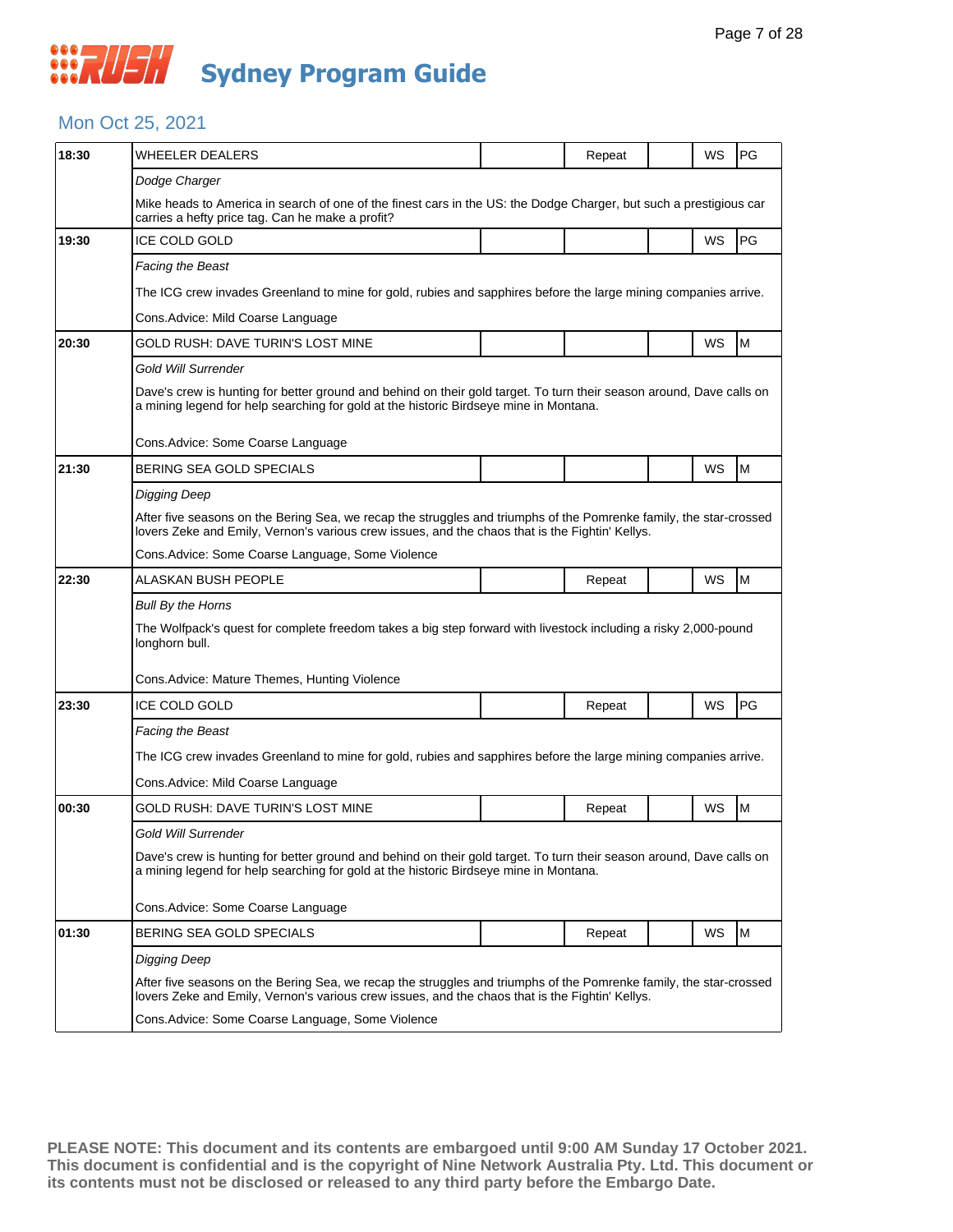# Sydney Program Guide

## Mon Oct 25, 2021

| Time | Program | | Repeat | | WS | Rating |
|---|---|---|---|---|---|---|
| 18:30 | WHEELER DEALERS | | Repeat | | WS | PG |
| | *Dodge Charger* | | | | | |
| | Mike heads to America in search of one of the finest cars in the US: the Dodge Charger, but such a prestigious car carries a hefty price tag. Can he make a profit? | | | | | |
| 19:30 | ICE COLD GOLD | | | | WS | PG |
| | *Facing the Beast* | | | | | |
| | The ICG crew invades Greenland to mine for gold, rubies and sapphires before the large mining companies arrive. | | | | | |
| | Cons.Advice: Mild Coarse Language | | | | | |
| 20:30 | GOLD RUSH: DAVE TURIN'S LOST MINE | | | | WS | M |
| | *Gold Will Surrender* | | | | | |
| | Dave's crew is hunting for better ground and behind on their gold target. To turn their season around, Dave calls on a mining legend for help searching for gold at the historic Birdseye mine in Montana. | | | | | |
| | Cons.Advice: Some Coarse Language | | | | | |
| 21:30 | BERING SEA GOLD SPECIALS | | | | WS | M |
| | *Digging Deep* | | | | | |
| | After five seasons on the Bering Sea, we recap the struggles and triumphs of the Pomrenke family, the star-crossed lovers Zeke and Emily, Vernon's various crew issues, and the chaos that is the Fightin' Kellys. | | | | | |
| | Cons.Advice: Some Coarse Language, Some Violence | | | | | |
| 22:30 | ALASKAN BUSH PEOPLE | | Repeat | | WS | M |
| | *Bull By the Horns* | | | | | |
| | The Wolfpack's quest for complete freedom takes a big step forward with livestock including a risky 2,000-pound longhorn bull. | | | | | |
| | Cons.Advice: Mature Themes, Hunting Violence | | | | | |
| 23:30 | ICE COLD GOLD | | Repeat | | WS | PG |
| | *Facing the Beast* | | | | | |
| | The ICG crew invades Greenland to mine for gold, rubies and sapphires before the large mining companies arrive. | | | | | |
| | Cons.Advice: Mild Coarse Language | | | | | |
| 00:30 | GOLD RUSH: DAVE TURIN'S LOST MINE | | Repeat | | WS | M |
| | *Gold Will Surrender* | | | | | |
| | Dave's crew is hunting for better ground and behind on their gold target. To turn their season around, Dave calls on a mining legend for help searching for gold at the historic Birdseye mine in Montana. | | | | | |
| | Cons.Advice: Some Coarse Language | | | | | |
| 01:30 | BERING SEA GOLD SPECIALS | | Repeat | | WS | M |
| | *Digging Deep* | | | | | |
| | After five seasons on the Bering Sea, we recap the struggles and triumphs of the Pomrenke family, the star-crossed lovers Zeke and Emily, Vernon's various crew issues, and the chaos that is the Fightin' Kellys. | | | | | |
| | Cons.Advice: Some Coarse Language, Some Violence | | | | | |

**PLEASE NOTE: This document and its contents are embargoed until 9:00 AM Sunday 17 October 2021. This document is confidential and is the copyright of Nine Network Australia Pty. Ltd. This document or its contents must not be disclosed or released to any third party before the Embargo Date.**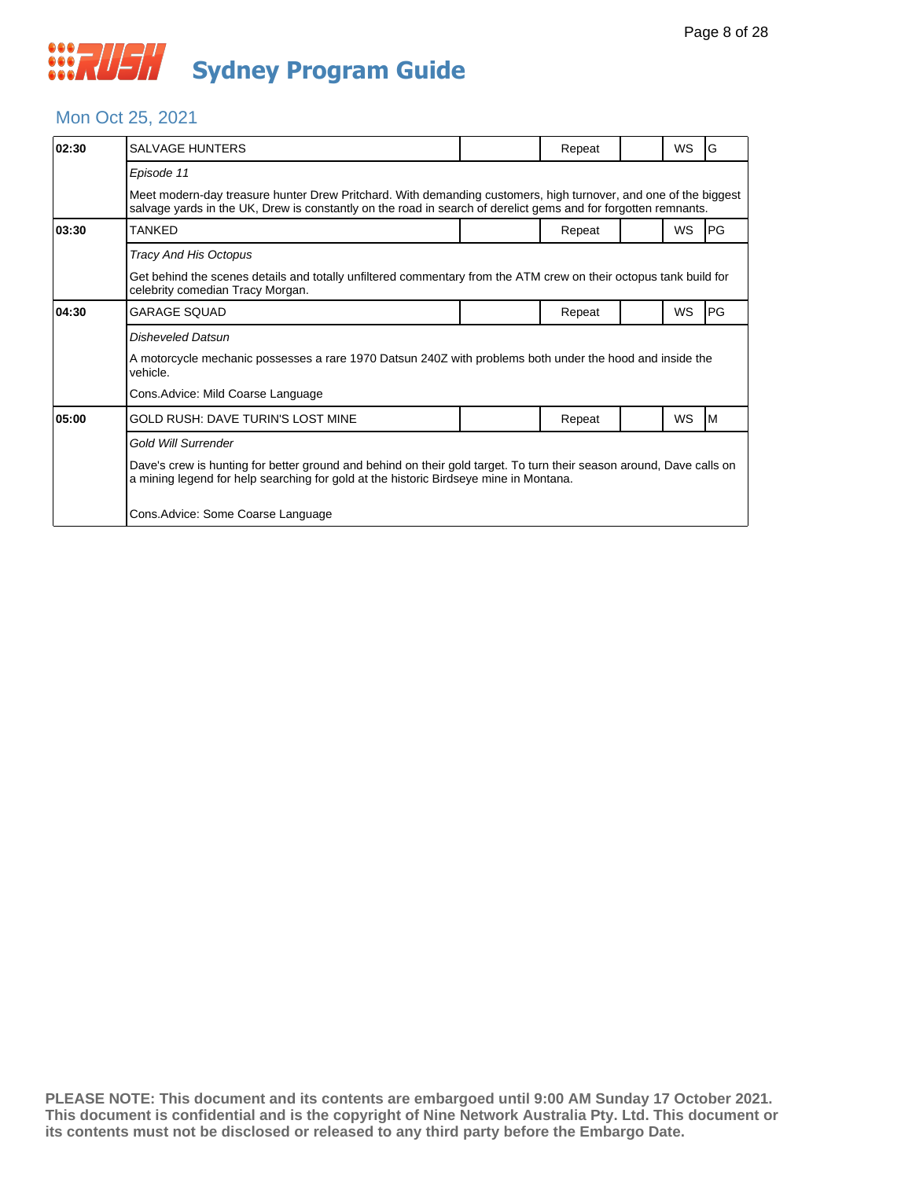# Sydney Program Guide

## Mon Oct 25, 2021

| Time | Program | | Status | | Format | Rating |
|---|---|---|---|---|---|---|
| 02:30 | SALVAGE HUNTERS | | Repeat | | WS | G |
| | *Episode 11* | | | | | |
| | Meet modern-day treasure hunter Drew Pritchard. With demanding customers, high turnover, and one of the biggest salvage yards in the UK, Drew is constantly on the road in search of derelict gems and for forgotten remnants. | | | | | |
| 03:30 | TANKED | | Repeat | | WS | PG |
| | *Tracy And His Octopus* | | | | | |
| | Get behind the scenes details and totally unfiltered commentary from the ATM crew on their octopus tank build for celebrity comedian Tracy Morgan. | | | | | |
| 04:30 | GARAGE SQUAD | | Repeat | | WS | PG |
| | *Disheveled Datsun* | | | | | |
| | A motorcycle mechanic possesses a rare 1970 Datsun 240Z with problems both under the hood and inside the vehicle. | | | | | |
| | Cons.Advice: Mild Coarse Language | | | | | |
| 05:00 | GOLD RUSH: DAVE TURIN'S LOST MINE | | Repeat | | WS | M |
| | *Gold Will Surrender* | | | | | |
| | Dave's crew is hunting for better ground and behind on their gold target. To turn their season around, Dave calls on a mining legend for help searching for gold at the historic Birdseye mine in Montana. | | | | | |
| | Cons.Advice: Some Coarse Language | | | | | |

**PLEASE NOTE: This document and its contents are embargoed until 9:00 AM Sunday 17 October 2021. This document is confidential and is the copyright of Nine Network Australia Pty. Ltd. This document or its contents must not be disclosed or released to any third party before the Embargo Date.**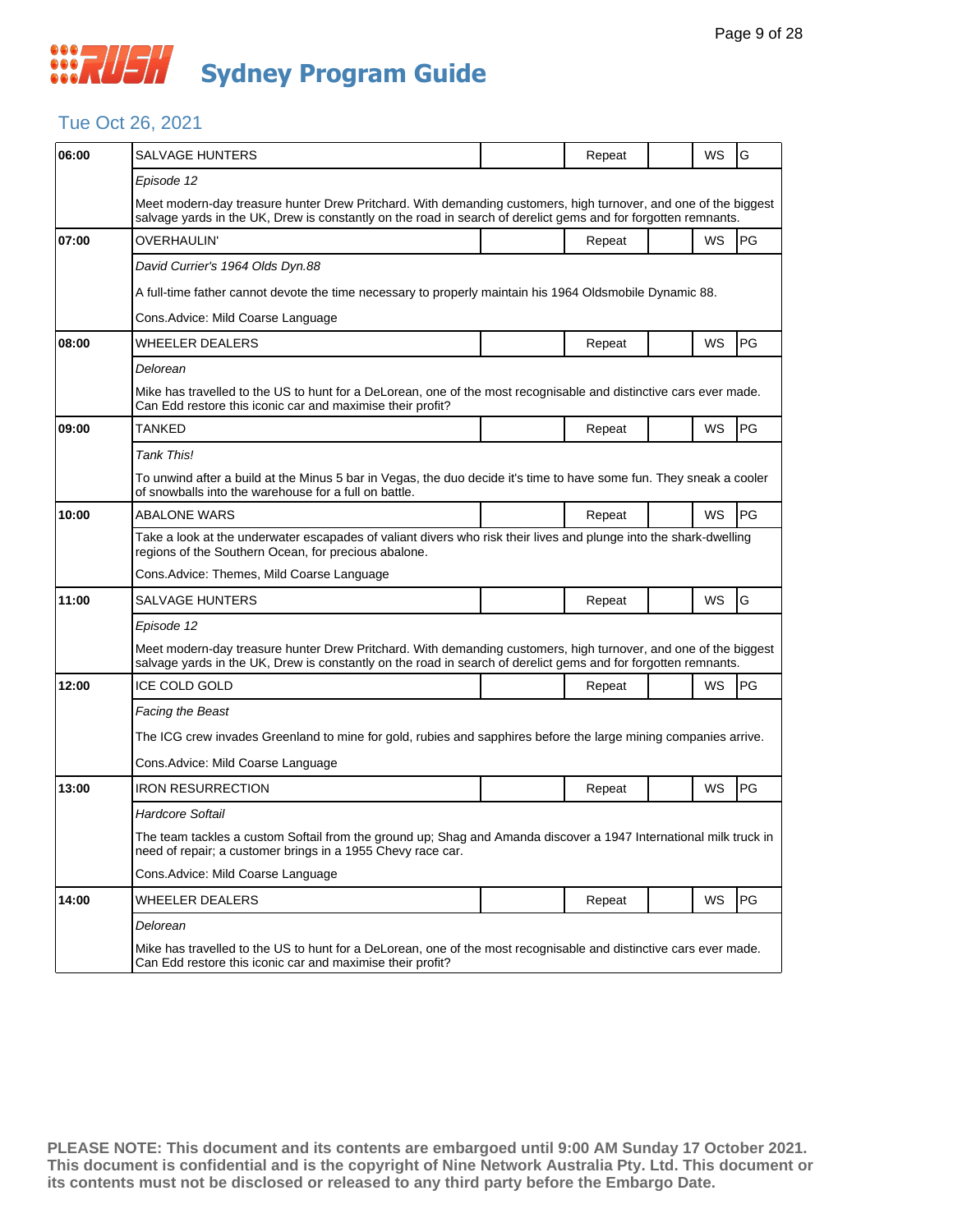# Sydney Program Guide

## Tue Oct 26, 2021

| Time | Program | | Status | | Format | Rating |
|---|---|---|---|---|---|---|
| 06:00 | SALVAGE HUNTERS | | Repeat | | WS | G |
| | *Episode 12* | | | | | |
| | Meet modern-day treasure hunter Drew Pritchard. With demanding customers, high turnover, and one of the biggest salvage yards in the UK, Drew is constantly on the road in search of derelict gems and for forgotten remnants. | | | | | |
| 07:00 | OVERHAULIN' | | Repeat | | WS | PG |
| | *David Currier's 1964 Olds Dyn.88* | | | | | |
| | A full-time father cannot devote the time necessary to properly maintain his 1964 Oldsmobile Dynamic 88. | | | | | |
| | Cons.Advice: Mild Coarse Language | | | | | |
| 08:00 | WHEELER DEALERS | | Repeat | | WS | PG |
| | *Delorean* | | | | | |
| | Mike has travelled to the US to hunt for a DeLorean, one of the most recognisable and distinctive cars ever made. Can Edd restore this iconic car and maximise their profit? | | | | | |
| 09:00 | TANKED | | Repeat | | WS | PG |
| | *Tank This!* | | | | | |
| | To unwind after a build at the Minus 5 bar in Vegas, the duo decide it's time to have some fun. They sneak a cooler of snowballs into the warehouse for a full on battle. | | | | | |
| 10:00 | ABALONE WARS | | Repeat | | WS | PG |
| | Take a look at the underwater escapades of valiant divers who risk their lives and plunge into the shark-dwelling regions of the Southern Ocean, for precious abalone. | | | | | |
| | Cons.Advice: Themes, Mild Coarse Language | | | | | |
| 11:00 | SALVAGE HUNTERS | | Repeat | | WS | G |
| | *Episode 12* | | | | | |
| | Meet modern-day treasure hunter Drew Pritchard. With demanding customers, high turnover, and one of the biggest salvage yards in the UK, Drew is constantly on the road in search of derelict gems and for forgotten remnants. | | | | | |
| 12:00 | ICE COLD GOLD | | Repeat | | WS | PG |
| | *Facing the Beast* | | | | | |
| | The ICG crew invades Greenland to mine for gold, rubies and sapphires before the large mining companies arrive. | | | | | |
| | Cons.Advice: Mild Coarse Language | | | | | |
| 13:00 | IRON RESURRECTION | | Repeat | | WS | PG |
| | *Hardcore Softail* | | | | | |
| | The team tackles a custom Softail from the ground up; Shag and Amanda discover a 1947 International milk truck in need of repair; a customer brings in a 1955 Chevy race car. | | | | | |
| | Cons.Advice: Mild Coarse Language | | | | | |
| 14:00 | WHEELER DEALERS | | Repeat | | WS | PG |
| | *Delorean* | | | | | |
| | Mike has travelled to the US to hunt for a DeLorean, one of the most recognisable and distinctive cars ever made. Can Edd restore this iconic car and maximise their profit? | | | | | |

**PLEASE NOTE: This document and its contents are embargoed until 9:00 AM Sunday 17 October 2021. This document is confidential and is the copyright of Nine Network Australia Pty. Ltd. This document or its contents must not be disclosed or released to any third party before the Embargo Date.**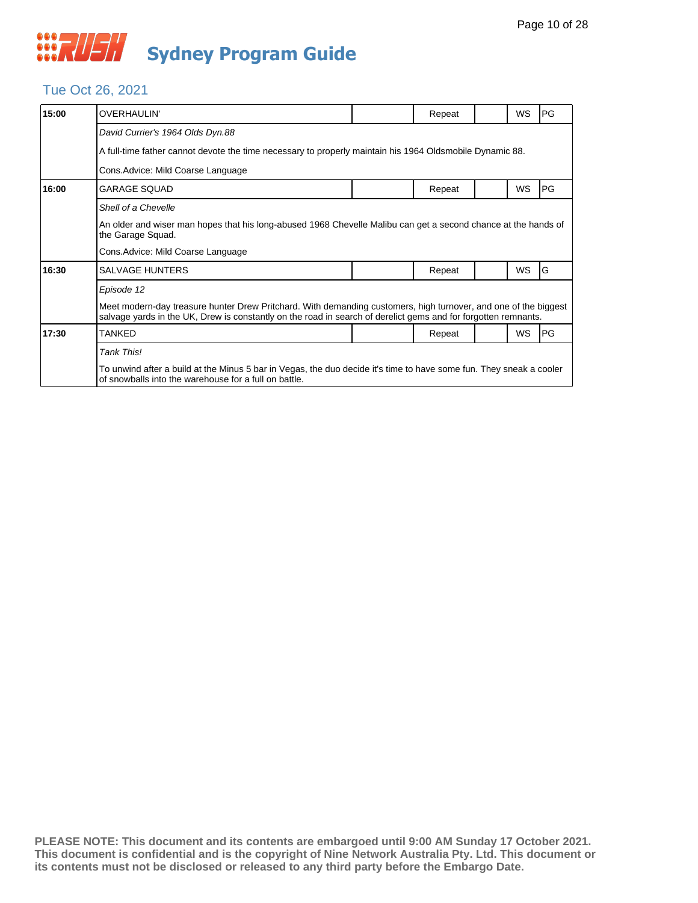# RUSH Sydney Program Guide

## Tue Oct 26, 2021

| Time | Program | | Status | | Format | Rating |
|---|---|---|---|---|---|---|
| **15:00** | OVERHAULIN' | | Repeat | | WS | PG |
| | *David Currier's 1964 Olds Dyn.88* | | | | | |
| | A full-time father cannot devote the time necessary to properly maintain his 1964 Oldsmobile Dynamic 88. | | | | | |
| | Cons.Advice: Mild Coarse Language | | | | | |
| **16:00** | GARAGE SQUAD | | Repeat | | WS | PG |
| | *Shell of a Chevelle* | | | | | |
| | An older and wiser man hopes that his long-abused 1968 Chevelle Malibu can get a second chance at the hands of the Garage Squad. | | | | | |
| | Cons.Advice: Mild Coarse Language | | | | | |
| **16:30** | SALVAGE HUNTERS | | Repeat | | WS | G |
| | *Episode 12* | | | | | |
| | Meet modern-day treasure hunter Drew Pritchard. With demanding customers, high turnover, and one of the biggest salvage yards in the UK, Drew is constantly on the road in search of derelict gems and for forgotten remnants. | | | | | |
| **17:30** | TANKED | | Repeat | | WS | PG |
| | *Tank This!* | | | | | |
| | To unwind after a build at the Minus 5 bar in Vegas, the duo decide it's time to have some fun. They sneak a cooler of snowballs into the warehouse for a full on battle. | | | | | |

**PLEASE NOTE: This document and its contents are embargoed until 9:00 AM Sunday 17 October 2021. This document is confidential and is the copyright of Nine Network Australia Pty. Ltd. This document or its contents must not be disclosed or released to any third party before the Embargo Date.**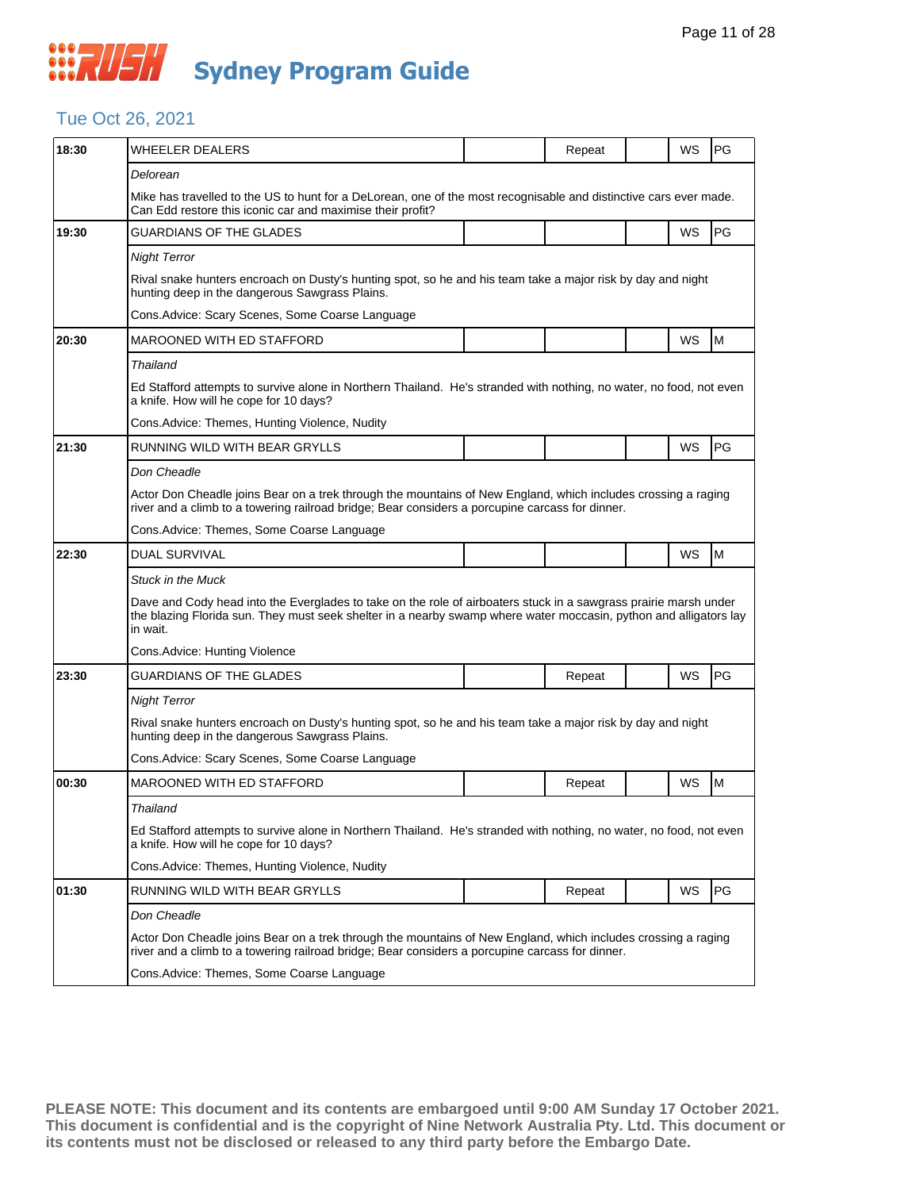# RUSH Sydney Program Guide

## Tue Oct 26, 2021

| Time | Program | | Repeat | | WS | Rating |
|---|---|---|---|---|---|---|
| 18:30 | WHEELER DEALERS | | Repeat | | WS | PG |
| | *Delorean* | | | | | |
| | Mike has travelled to the US to hunt for a DeLorean, one of the most recognisable and distinctive cars ever made. Can Edd restore this iconic car and maximise their profit? | | | | | |
| 19:30 | GUARDIANS OF THE GLADES | | | | WS | PG |
| | *Night Terror* | | | | | |
| | Rival snake hunters encroach on Dusty's hunting spot, so he and his team take a major risk by day and night hunting deep in the dangerous Sawgrass Plains. | | | | | |
| | Cons.Advice: Scary Scenes, Some Coarse Language | | | | | |
| 20:30 | MAROONED WITH ED STAFFORD | | | | WS | M |
| | *Thailand* | | | | | |
| | Ed Stafford attempts to survive alone in Northern Thailand. He's stranded with nothing, no water, no food, not even a knife. How will he cope for 10 days? | | | | | |
| | Cons.Advice: Themes, Hunting Violence, Nudity | | | | | |
| 21:30 | RUNNING WILD WITH BEAR GRYLLS | | | | WS | PG |
| | *Don Cheadle* | | | | | |
| | Actor Don Cheadle joins Bear on a trek through the mountains of New England, which includes crossing a raging river and a climb to a towering railroad bridge; Bear considers a porcupine carcass for dinner. | | | | | |
| | Cons.Advice: Themes, Some Coarse Language | | | | | |
| 22:30 | DUAL SURVIVAL | | | | WS | M |
| | *Stuck in the Muck* | | | | | |
| | Dave and Cody head into the Everglades to take on the role of airboaters stuck in a sawgrass prairie marsh under the blazing Florida sun. They must seek shelter in a nearby swamp where water moccasin, python and alligators lay in wait. | | | | | |
| | Cons.Advice: Hunting Violence | | | | | |
| 23:30 | GUARDIANS OF THE GLADES | | Repeat | | WS | PG |
| | *Night Terror* | | | | | |
| | Rival snake hunters encroach on Dusty's hunting spot, so he and his team take a major risk by day and night hunting deep in the dangerous Sawgrass Plains. | | | | | |
| | Cons.Advice: Scary Scenes, Some Coarse Language | | | | | |
| 00:30 | MAROONED WITH ED STAFFORD | | Repeat | | WS | M |
| | *Thailand* | | | | | |
| | Ed Stafford attempts to survive alone in Northern Thailand. He's stranded with nothing, no water, no food, not even a knife. How will he cope for 10 days? | | | | | |
| | Cons.Advice: Themes, Hunting Violence, Nudity | | | | | |
| 01:30 | RUNNING WILD WITH BEAR GRYLLS | | Repeat | | WS | PG |
| | *Don Cheadle* | | | | | |
| | Actor Don Cheadle joins Bear on a trek through the mountains of New England, which includes crossing a raging river and a climb to a towering railroad bridge; Bear considers a porcupine carcass for dinner. | | | | | |
| | Cons.Advice: Themes, Some Coarse Language | | | | | |

**PLEASE NOTE: This document and its contents are embargoed until 9:00 AM Sunday 17 October 2021. This document is confidential and is the copyright of Nine Network Australia Pty. Ltd. This document or its contents must not be disclosed or released to any third party before the Embargo Date.**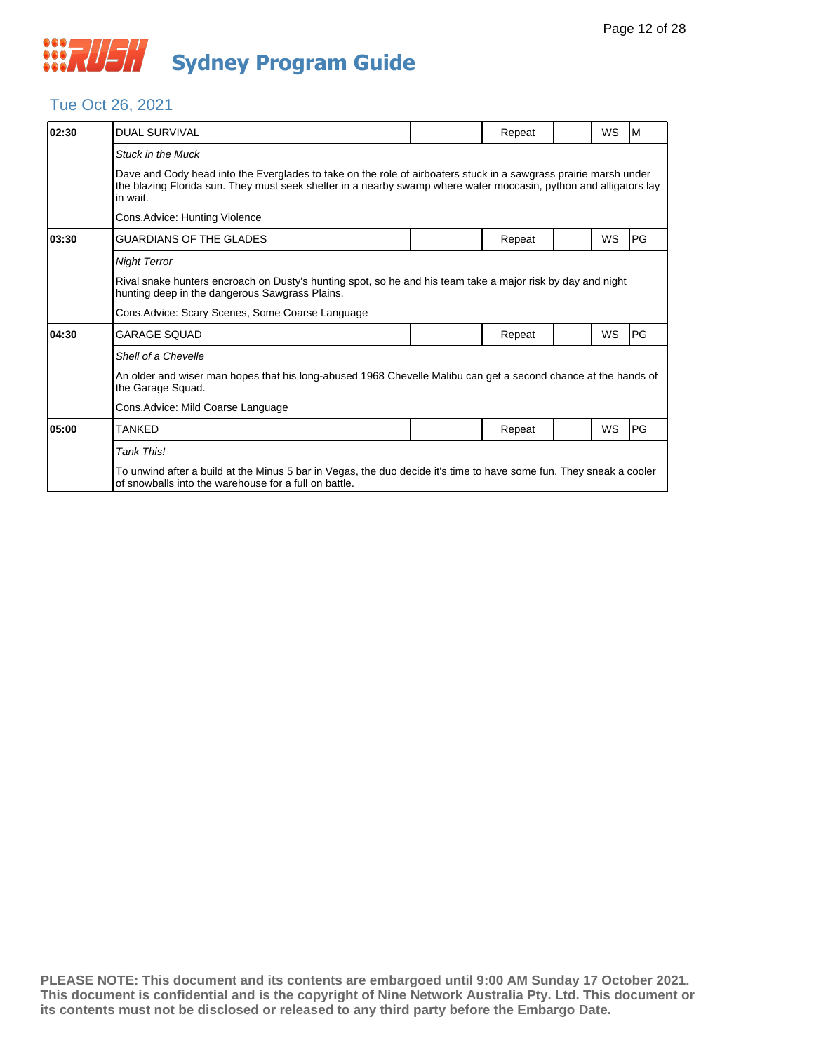# Sydney Program Guide

## Tue Oct 26, 2021

| Time | Program | | Status | | Format | Rating |
|---|---|---|---|---|---|---|
| **02:30** | DUAL SURVIVAL | | Repeat | | WS | M |
| | *Stuck in the Muck* | | | | | |
| | Dave and Cody head into the Everglades to take on the role of airboaters stuck in a sawgrass prairie marsh under the blazing Florida sun. They must seek shelter in a nearby swamp where water moccasin, python and alligators lay in wait. | | | | | |
| | Cons.Advice: Hunting Violence | | | | | |
| **03:30** | GUARDIANS OF THE GLADES | | Repeat | | WS | PG |
| | *Night Terror* | | | | | |
| | Rival snake hunters encroach on Dusty's hunting spot, so he and his team take a major risk by day and night hunting deep in the dangerous Sawgrass Plains. | | | | | |
| | Cons.Advice: Scary Scenes, Some Coarse Language | | | | | |
| **04:30** | GARAGE SQUAD | | Repeat | | WS | PG |
| | *Shell of a Chevelle* | | | | | |
| | An older and wiser man hopes that his long-abused 1968 Chevelle Malibu can get a second chance at the hands of the Garage Squad. | | | | | |
| | Cons.Advice: Mild Coarse Language | | | | | |
| **05:00** | TANKED | | Repeat | | WS | PG |
| | *Tank This!* | | | | | |
| | To unwind after a build at the Minus 5 bar in Vegas, the duo decide it's time to have some fun. They sneak a cooler of snowballs into the warehouse for a full on battle. | | | | | |

**PLEASE NOTE: This document and its contents are embargoed until 9:00 AM Sunday 17 October 2021. This document is confidential and is the copyright of Nine Network Australia Pty. Ltd. This document or its contents must not be disclosed or released to any third party before the Embargo Date.**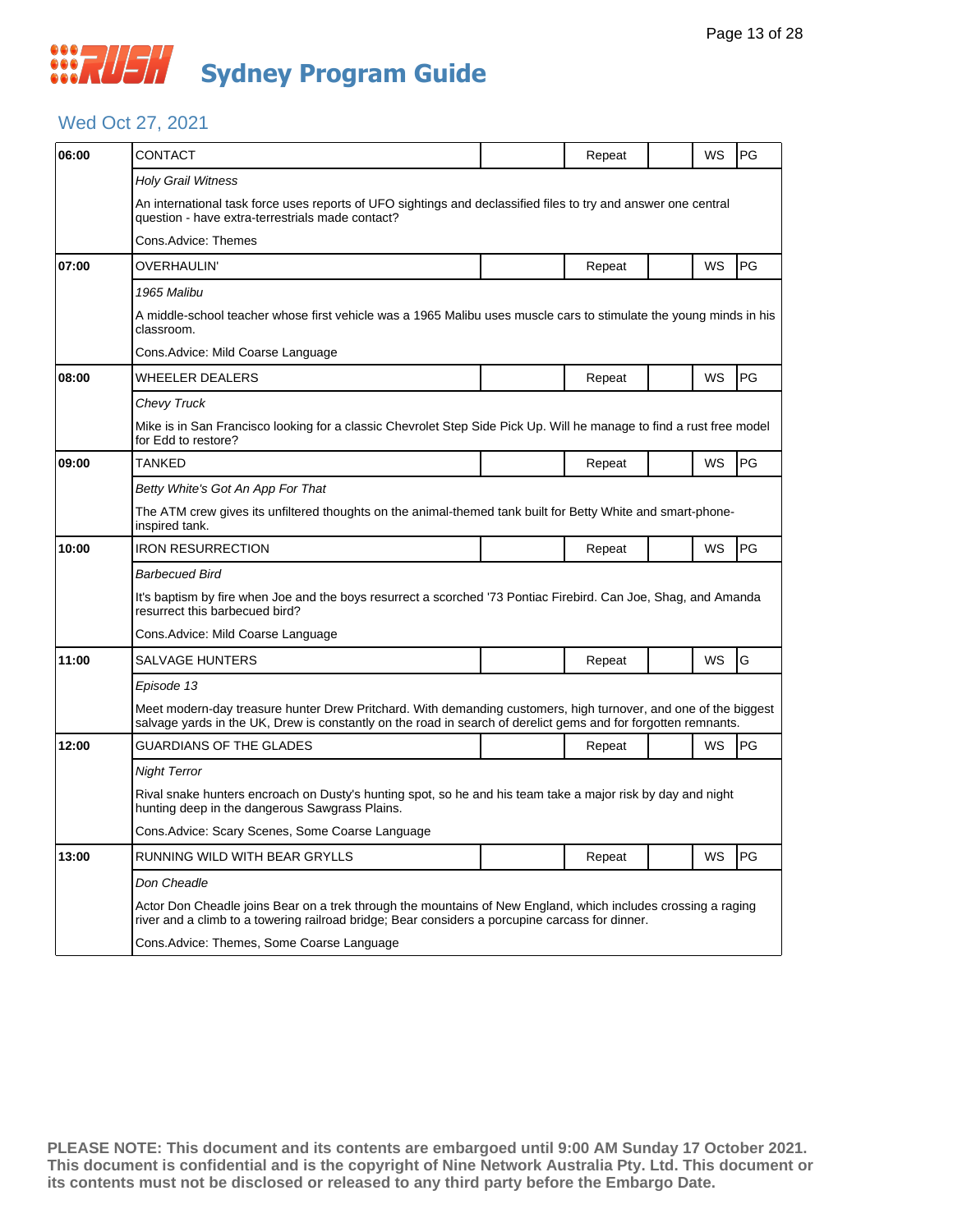# Sydney Program Guide

## Wed Oct 27, 2021

| Time | Program | | Status | | Format | Rating |
|---|---|---|---|---|---|---|
| 06:00 | CONTACT | | Repeat | | WS | PG |
| | *Holy Grail Witness* | | | | | |
| | An international task force uses reports of UFO sightings and declassified files to try and answer one central question - have extra-terrestrials made contact? | | | | | |
| | Cons.Advice: Themes | | | | | |
| 07:00 | OVERHAULIN' | | Repeat | | WS | PG |
| | *1965 Malibu* | | | | | |
| | A middle-school teacher whose first vehicle was a 1965 Malibu uses muscle cars to stimulate the young minds in his classroom. | | | | | |
| | Cons.Advice: Mild Coarse Language | | | | | |
| 08:00 | WHEELER DEALERS | | Repeat | | WS | PG |
| | *Chevy Truck* | | | | | |
| | Mike is in San Francisco looking for a classic Chevrolet Step Side Pick Up. Will he manage to find a rust free model for Edd to restore? | | | | | |
| 09:00 | TANKED | | Repeat | | WS | PG |
| | *Betty White's Got An App For That* | | | | | |
| | The ATM crew gives its unfiltered thoughts on the animal-themed tank built for Betty White and smart-phone-inspired tank. | | | | | |
| 10:00 | IRON RESURRECTION | | Repeat | | WS | PG |
| | *Barbecued Bird* | | | | | |
| | It's baptism by fire when Joe and the boys resurrect a scorched '73 Pontiac Firebird. Can Joe, Shag, and Amanda resurrect this barbecued bird? | | | | | |
| | Cons.Advice: Mild Coarse Language | | | | | |
| 11:00 | SALVAGE HUNTERS | | Repeat | | WS | G |
| | *Episode 13* | | | | | |
| | Meet modern-day treasure hunter Drew Pritchard. With demanding customers, high turnover, and one of the biggest salvage yards in the UK, Drew is constantly on the road in search of derelict gems and for forgotten remnants. | | | | | |
| 12:00 | GUARDIANS OF THE GLADES | | Repeat | | WS | PG |
| | *Night Terror* | | | | | |
| | Rival snake hunters encroach on Dusty's hunting spot, so he and his team take a major risk by day and night hunting deep in the dangerous Sawgrass Plains. | | | | | |
| | Cons.Advice: Scary Scenes, Some Coarse Language | | | | | |
| 13:00 | RUNNING WILD WITH BEAR GRYLLS | | Repeat | | WS | PG |
| | *Don Cheadle* | | | | | |
| | Actor Don Cheadle joins Bear on a trek through the mountains of New England, which includes crossing a raging river and a climb to a towering railroad bridge; Bear considers a porcupine carcass for dinner. | | | | | |
| | Cons.Advice: Themes, Some Coarse Language | | | | | |

**PLEASE NOTE: This document and its contents are embargoed until 9:00 AM Sunday 17 October 2021. This document is confidential and is the copyright of Nine Network Australia Pty. Ltd. This document or its contents must not be disclosed or released to any third party before the Embargo Date.**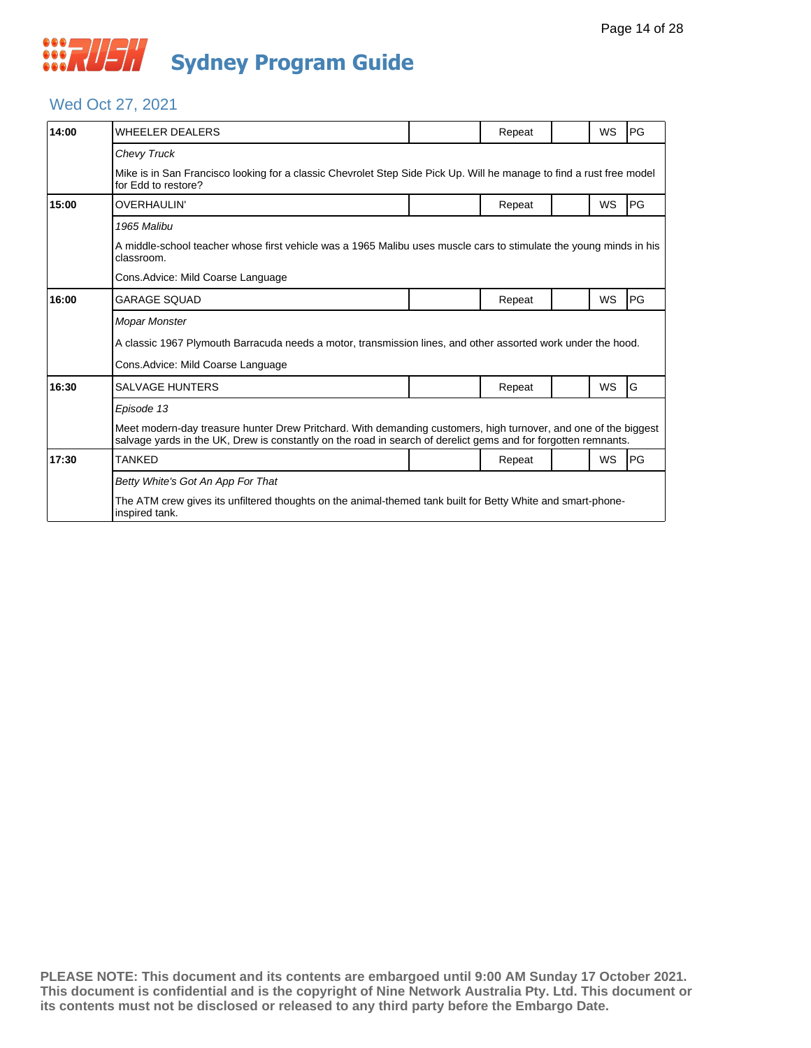# Sydney Program Guide

## Wed Oct 27, 2021

| Time | Program | | Status | | Format | Rating |
|---|---|---|---|---|---|---|
| 14:00 | WHEELER DEALERS | | Repeat | | WS | PG |
| | *Chevy Truck* | | | | | |
| | Mike is in San Francisco looking for a classic Chevrolet Step Side Pick Up. Will he manage to find a rust free model for Edd to restore? | | | | | |
| 15:00 | OVERHAULIN' | | Repeat | | WS | PG |
| | *1965 Malibu* | | | | | |
| | A middle-school teacher whose first vehicle was a 1965 Malibu uses muscle cars to stimulate the young minds in his classroom. | | | | | |
| | Cons.Advice: Mild Coarse Language | | | | | |
| 16:00 | GARAGE SQUAD | | Repeat | | WS | PG |
| | *Mopar Monster* | | | | | |
| | A classic 1967 Plymouth Barracuda needs a motor, transmission lines, and other assorted work under the hood. | | | | | |
| | Cons.Advice: Mild Coarse Language | | | | | |
| 16:30 | SALVAGE HUNTERS | | Repeat | | WS | G |
| | *Episode 13* | | | | | |
| | Meet modern-day treasure hunter Drew Pritchard. With demanding customers, high turnover, and one of the biggest salvage yards in the UK, Drew is constantly on the road in search of derelict gems and for forgotten remnants. | | | | | |
| 17:30 | TANKED | | Repeat | | WS | PG |
| | *Betty White's Got An App For That* | | | | | |
| | The ATM crew gives its unfiltered thoughts on the animal-themed tank built for Betty White and smart-phone-inspired tank. | | | | | |

**PLEASE NOTE: This document and its contents are embargoed until 9:00 AM Sunday 17 October 2021. This document is confidential and is the copyright of Nine Network Australia Pty. Ltd. This document or its contents must not be disclosed or released to any third party before the Embargo Date.**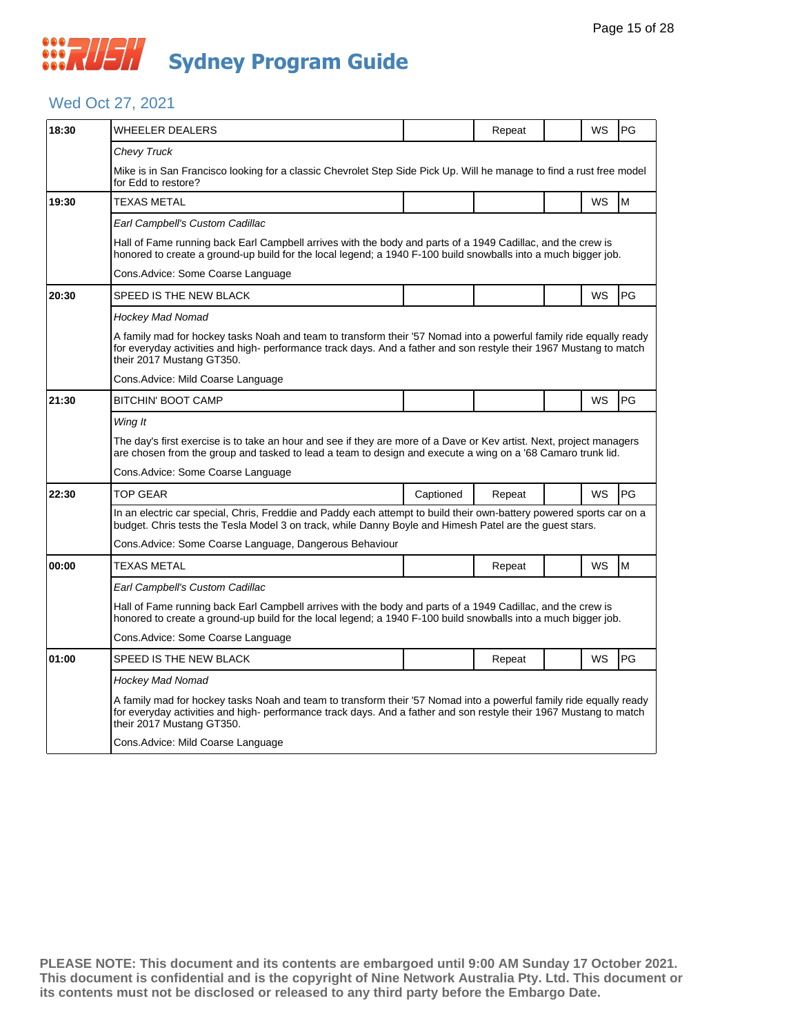# RUSH Sydney Program Guide

## Wed Oct 27, 2021

| Time | Program | Captioned | Repeat | | WS | Rating |
|---|---|---|---|---|---|---|
| 18:30 | WHEELER DEALERS | | Repeat | | WS | PG |
| | *Chevy Truck* | | | | | |
| | Mike is in San Francisco looking for a classic Chevrolet Step Side Pick Up. Will he manage to find a rust free model for Edd to restore? | | | | | |
| 19:30 | TEXAS METAL | | | | WS | M |
| | *Earl Campbell's Custom Cadillac* | | | | | |
| | Hall of Fame running back Earl Campbell arrives with the body and parts of a 1949 Cadillac, and the crew is honored to create a ground-up build for the local legend; a 1940 F-100 build snowballs into a much bigger job. | | | | | |
| | Cons.Advice: Some Coarse Language | | | | | |
| 20:30 | SPEED IS THE NEW BLACK | | | | WS | PG |
| | *Hockey Mad Nomad* | | | | | |
| | A family mad for hockey tasks Noah and team to transform their '57 Nomad into a powerful family ride equally ready for everyday activities and high- performance track days. And a father and son restyle their 1967 Mustang to match their 2017 Mustang GT350. | | | | | |
| | Cons.Advice: Mild Coarse Language | | | | | |
| 21:30 | BITCHIN' BOOT CAMP | | | | WS | PG |
| | *Wing It* | | | | | |
| | The day's first exercise is to take an hour and see if they are more of a Dave or Kev artist. Next, project managers are chosen from the group and tasked to lead a team to design and execute a wing on a '68 Camaro trunk lid. | | | | | |
| | Cons.Advice: Some Coarse Language | | | | | |
| 22:30 | TOP GEAR | Captioned | Repeat | | WS | PG |
| | In an electric car special, Chris, Freddie and Paddy each attempt to build their own-battery powered sports car on a budget. Chris tests the Tesla Model 3 on track, while Danny Boyle and Himesh Patel are the guest stars. | | | | | |
| | Cons.Advice: Some Coarse Language, Dangerous Behaviour | | | | | |
| 00:00 | TEXAS METAL | | Repeat | | WS | M |
| | *Earl Campbell's Custom Cadillac* | | | | | |
| | Hall of Fame running back Earl Campbell arrives with the body and parts of a 1949 Cadillac, and the crew is honored to create a ground-up build for the local legend; a 1940 F-100 build snowballs into a much bigger job. | | | | | |
| | Cons.Advice: Some Coarse Language | | | | | |
| 01:00 | SPEED IS THE NEW BLACK | | Repeat | | WS | PG |
| | *Hockey Mad Nomad* | | | | | |
| | A family mad for hockey tasks Noah and team to transform their '57 Nomad into a powerful family ride equally ready for everyday activities and high- performance track days. And a father and son restyle their 1967 Mustang to match their 2017 Mustang GT350. | | | | | |
| | Cons.Advice: Mild Coarse Language | | | | | |

**PLEASE NOTE: This document and its contents are embargoed until 9:00 AM Sunday 17 October 2021. This document is confidential and is the copyright of Nine Network Australia Pty. Ltd. This document or its contents must not be disclosed or released to any third party before the Embargo Date.**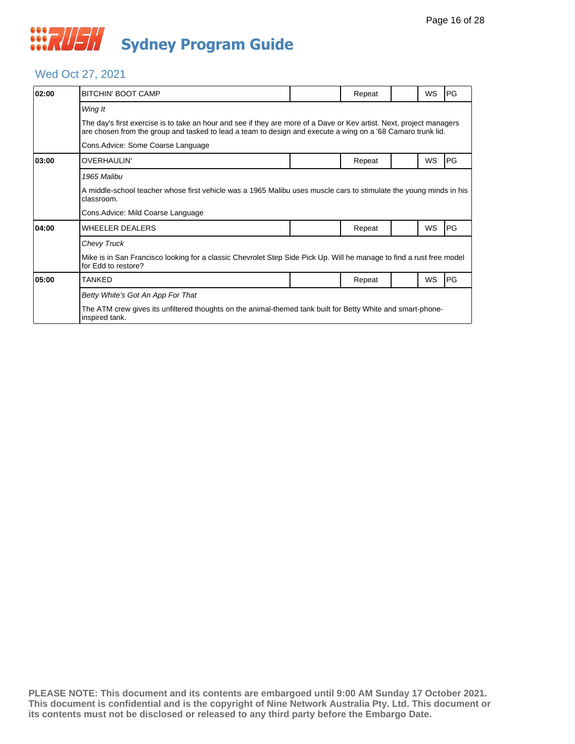# RUSH Sydney Program Guide

## Wed Oct 27, 2021

| Time | Program | | Status | | WS | Rating |
|---|---|---|---|---|---|---|
| **02:00** | BITCHIN' BOOT CAMP | | Repeat | | WS | PG |

*Wing It*

The day's first exercise is to take an hour and see if they are more of a Dave or Kev artist. Next, project managers are chosen from the group and tasked to lead a team to design and execute a wing on a '68 Camaro trunk lid.

Cons.Advice: Some Coarse Language

| Time | Program | | Status | | WS | Rating |
|---|---|---|---|---|---|---|
| **03:00** | OVERHAULIN' | | Repeat | | WS | PG |

*1965 Malibu*

A middle-school teacher whose first vehicle was a 1965 Malibu uses muscle cars to stimulate the young minds in his classroom.

Cons.Advice: Mild Coarse Language

| Time | Program | | Status | | WS | Rating |
|---|---|---|---|---|---|---|
| **04:00** | WHEELER DEALERS | | Repeat | | WS | PG |

*Chevy Truck*

Mike is in San Francisco looking for a classic Chevrolet Step Side Pick Up. Will he manage to find a rust free model for Edd to restore?

| Time | Program | | Status | | WS | Rating |
|---|---|---|---|---|---|---|
| **05:00** | TANKED | | Repeat | | WS | PG |

*Betty White's Got An App For That*

The ATM crew gives its unfiltered thoughts on the animal-themed tank built for Betty White and smart-phone-inspired tank.

**PLEASE NOTE: This document and its contents are embargoed until 9:00 AM Sunday 17 October 2021. This document is confidential and is the copyright of Nine Network Australia Pty. Ltd. This document or its contents must not be disclosed or released to any third party before the Embargo Date.**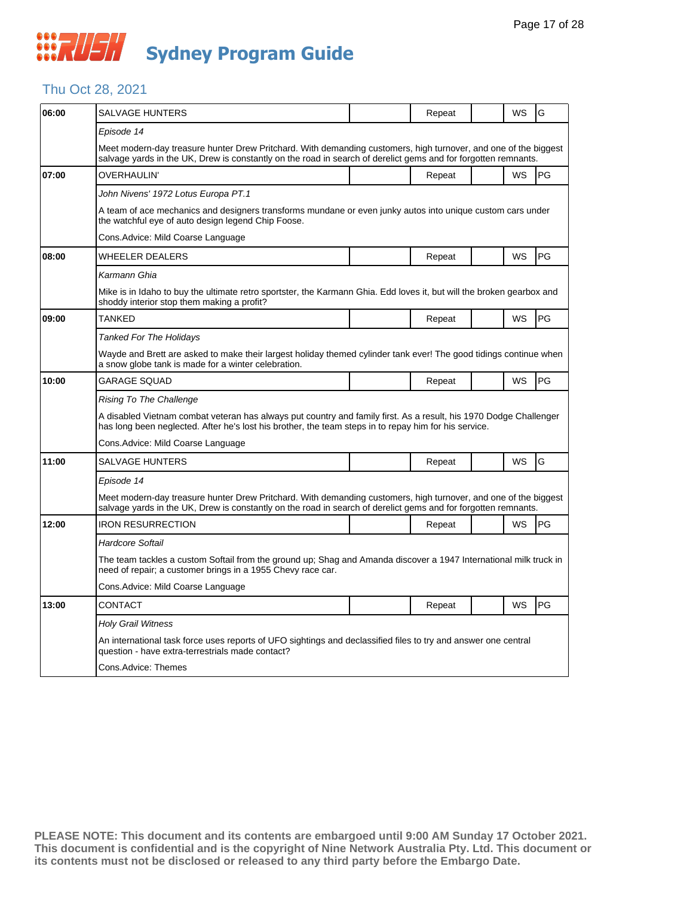# RUSH Sydney Program Guide

## Thu Oct 28, 2021

| Time | Program | | Status | | Format | Rating |
|---|---|---|---|---|---|---|
| 06:00 | SALVAGE HUNTERS | | Repeat | | WS | G |
| | *Episode 14* | | | | | |
| | Meet modern-day treasure hunter Drew Pritchard. With demanding customers, high turnover, and one of the biggest salvage yards in the UK, Drew is constantly on the road in search of derelict gems and for forgotten remnants. | | | | | |
| 07:00 | OVERHAULIN' | | Repeat | | WS | PG |
| | *John Nivens' 1972 Lotus Europa PT.1* | | | | | |
| | A team of ace mechanics and designers transforms mundane or even junky autos into unique custom cars under the watchful eye of auto design legend Chip Foose. | | | | | |
| | Cons.Advice: Mild Coarse Language | | | | | |
| 08:00 | WHEELER DEALERS | | Repeat | | WS | PG |
| | *Karmann Ghia* | | | | | |
| | Mike is in Idaho to buy the ultimate retro sportster, the Karmann Ghia. Edd loves it, but will the broken gearbox and shoddy interior stop them making a profit? | | | | | |
| 09:00 | TANKED | | Repeat | | WS | PG |
| | *Tanked For The Holidays* | | | | | |
| | Wayde and Brett are asked to make their largest holiday themed cylinder tank ever! The good tidings continue when a snow globe tank is made for a winter celebration. | | | | | |
| 10:00 | GARAGE SQUAD | | Repeat | | WS | PG |
| | *Rising To The Challenge* | | | | | |
| | A disabled Vietnam combat veteran has always put country and family first. As a result, his 1970 Dodge Challenger has long been neglected. After he's lost his brother, the team steps in to repay him for his service. | | | | | |
| | Cons.Advice: Mild Coarse Language | | | | | |
| 11:00 | SALVAGE HUNTERS | | Repeat | | WS | G |
| | *Episode 14* | | | | | |
| | Meet modern-day treasure hunter Drew Pritchard. With demanding customers, high turnover, and one of the biggest salvage yards in the UK, Drew is constantly on the road in search of derelict gems and for forgotten remnants. | | | | | |
| 12:00 | IRON RESURRECTION | | Repeat | | WS | PG |
| | *Hardcore Softail* | | | | | |
| | The team tackles a custom Softail from the ground up; Shag and Amanda discover a 1947 International milk truck in need of repair; a customer brings in a 1955 Chevy race car. | | | | | |
| | Cons.Advice: Mild Coarse Language | | | | | |
| 13:00 | CONTACT | | Repeat | | WS | PG |
| | *Holy Grail Witness* | | | | | |
| | An international task force uses reports of UFO sightings and declassified files to try and answer one central question - have extra-terrestrials made contact? | | | | | |
| | Cons.Advice: Themes | | | | | |

**PLEASE NOTE: This document and its contents are embargoed until 9:00 AM Sunday 17 October 2021. This document is confidential and is the copyright of Nine Network Australia Pty. Ltd. This document or its contents must not be disclosed or released to any third party before the Embargo Date.**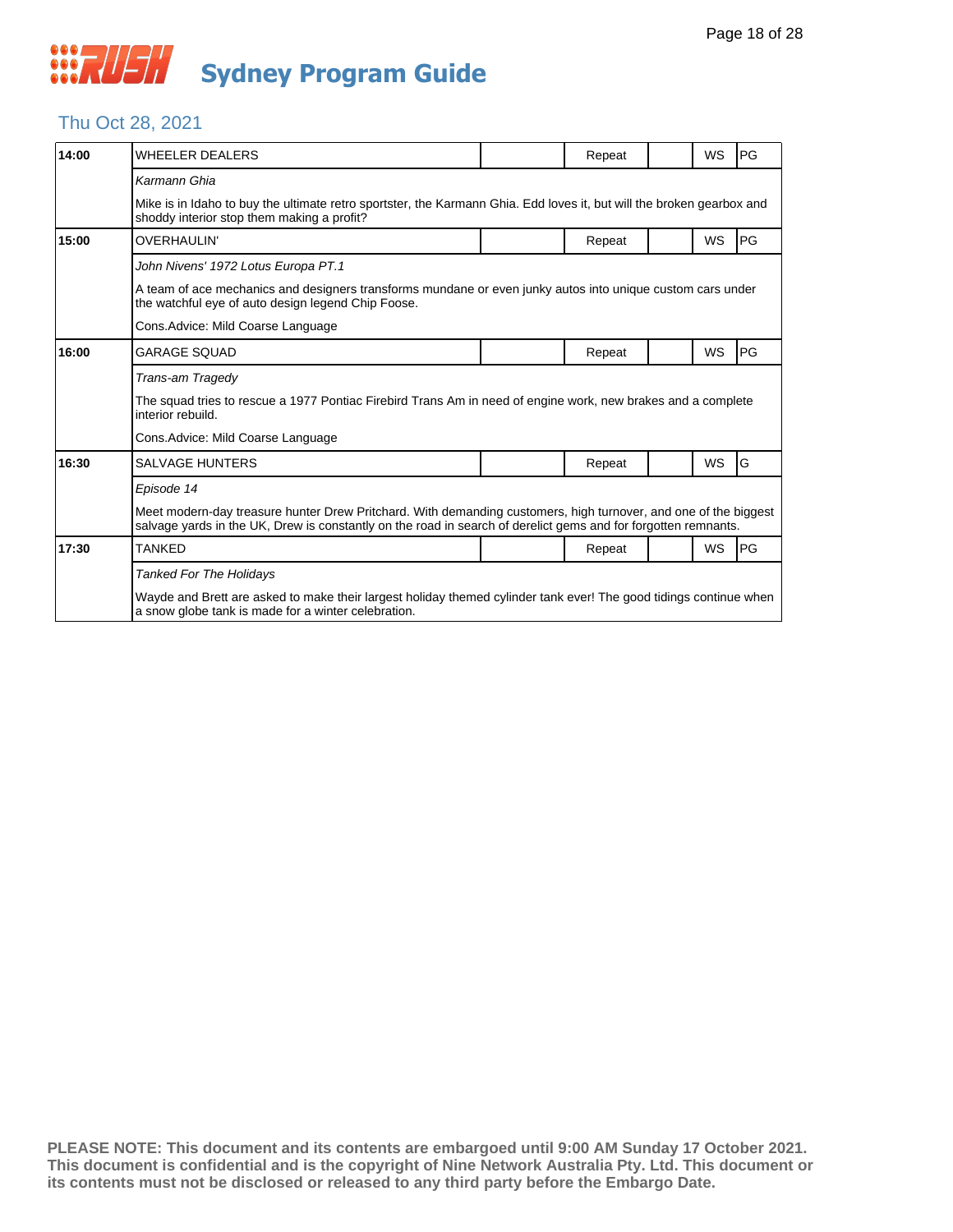# Sydney Program Guide

## Thu Oct 28, 2021

| Time | Program | | Status | | Format | Rating |
|---|---|---|---|---|---|---|
| 14:00 | WHEELER DEALERS | | Repeat | | WS | PG |
| | *Karmann Ghia* | | | | | |
| | Mike is in Idaho to buy the ultimate retro sportster, the Karmann Ghia. Edd loves it, but will the broken gearbox and shoddy interior stop them making a profit? | | | | | |
| 15:00 | OVERHAULIN' | | Repeat | | WS | PG |
| | *John Nivens' 1972 Lotus Europa PT.1* | | | | | |
| | A team of ace mechanics and designers transforms mundane or even junky autos into unique custom cars under the watchful eye of auto design legend Chip Foose. | | | | | |
| | Cons.Advice: Mild Coarse Language | | | | | |
| 16:00 | GARAGE SQUAD | | Repeat | | WS | PG |
| | *Trans-am Tragedy* | | | | | |
| | The squad tries to rescue a 1977 Pontiac Firebird Trans Am in need of engine work, new brakes and a complete interior rebuild. | | | | | |
| | Cons.Advice: Mild Coarse Language | | | | | |
| 16:30 | SALVAGE HUNTERS | | Repeat | | WS | G |
| | *Episode 14* | | | | | |
| | Meet modern-day treasure hunter Drew Pritchard. With demanding customers, high turnover, and one of the biggest salvage yards in the UK, Drew is constantly on the road in search of derelict gems and for forgotten remnants. | | | | | |
| 17:30 | TANKED | | Repeat | | WS | PG |
| | *Tanked For The Holidays* | | | | | |
| | Wayde and Brett are asked to make their largest holiday themed cylinder tank ever! The good tidings continue when a snow globe tank is made for a winter celebration. | | | | | |

**PLEASE NOTE: This document and its contents are embargoed until 9:00 AM Sunday 17 October 2021. This document is confidential and is the copyright of Nine Network Australia Pty. Ltd. This document or its contents must not be disclosed or released to any third party before the Embargo Date.**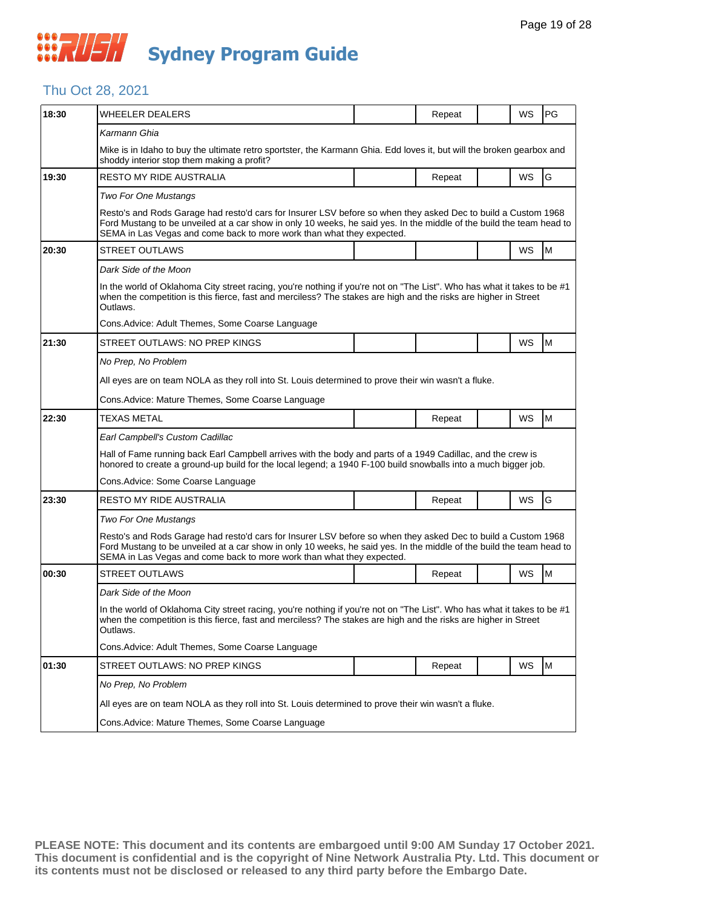# Sydney Program Guide

## Thu Oct 28, 2021

| Time | Program | | Repeat | | WS | Rating |
|---|---|---|---|---|---|---|
| 18:30 | WHEELER DEALERS | | Repeat | | WS | PG |
| | *Karmann Ghia* | | | | | |
| | Mike is in Idaho to buy the ultimate retro sportster, the Karmann Ghia. Edd loves it, but will the broken gearbox and shoddy interior stop them making a profit? | | | | | |
| 19:30 | RESTO MY RIDE AUSTRALIA | | Repeat | | WS | G |
| | *Two For One Mustangs* | | | | | |
| | Resto's and Rods Garage had resto'd cars for Insurer LSV before so when they asked Dec to build a Custom 1968 Ford Mustang to be unveiled at a car show in only 10 weeks, he said yes. In the middle of the build the team head to SEMA in Las Vegas and come back to more work than what they expected. | | | | | |
| 20:30 | STREET OUTLAWS | | | | WS | M |
| | *Dark Side of the Moon* | | | | | |
| | In the world of Oklahoma City street racing, you're nothing if you're not on "The List". Who has what it takes to be #1 when the competition is this fierce, fast and merciless? The stakes are high and the risks are higher in Street Outlaws. | | | | | |
| | Cons.Advice: Adult Themes, Some Coarse Language | | | | | |
| 21:30 | STREET OUTLAWS: NO PREP KINGS | | | | WS | M |
| | *No Prep, No Problem* | | | | | |
| | All eyes are on team NOLA as they roll into St. Louis determined to prove their win wasn't a fluke. | | | | | |
| | Cons.Advice: Mature Themes, Some Coarse Language | | | | | |
| 22:30 | TEXAS METAL | | Repeat | | WS | M |
| | *Earl Campbell's Custom Cadillac* | | | | | |
| | Hall of Fame running back Earl Campbell arrives with the body and parts of a 1949 Cadillac, and the crew is honored to create a ground-up build for the local legend; a 1940 F-100 build snowballs into a much bigger job. | | | | | |
| | Cons.Advice: Some Coarse Language | | | | | |
| 23:30 | RESTO MY RIDE AUSTRALIA | | Repeat | | WS | G |
| | *Two For One Mustangs* | | | | | |
| | Resto's and Rods Garage had resto'd cars for Insurer LSV before so when they asked Dec to build a Custom 1968 Ford Mustang to be unveiled at a car show in only 10 weeks, he said yes. In the middle of the build the team head to SEMA in Las Vegas and come back to more work than what they expected. | | | | | |
| 00:30 | STREET OUTLAWS | | Repeat | | WS | M |
| | *Dark Side of the Moon* | | | | | |
| | In the world of Oklahoma City street racing, you're nothing if you're not on "The List". Who has what it takes to be #1 when the competition is this fierce, fast and merciless? The stakes are high and the risks are higher in Street Outlaws. | | | | | |
| | Cons.Advice: Adult Themes, Some Coarse Language | | | | | |
| 01:30 | STREET OUTLAWS: NO PREP KINGS | | Repeat | | WS | M |
| | *No Prep, No Problem* | | | | | |
| | All eyes are on team NOLA as they roll into St. Louis determined to prove their win wasn't a fluke. | | | | | |
| | Cons.Advice: Mature Themes, Some Coarse Language | | | | | |

**PLEASE NOTE: This document and its contents are embargoed until 9:00 AM Sunday 17 October 2021. This document is confidential and is the copyright of Nine Network Australia Pty. Ltd. This document or its contents must not be disclosed or released to any third party before the Embargo Date.**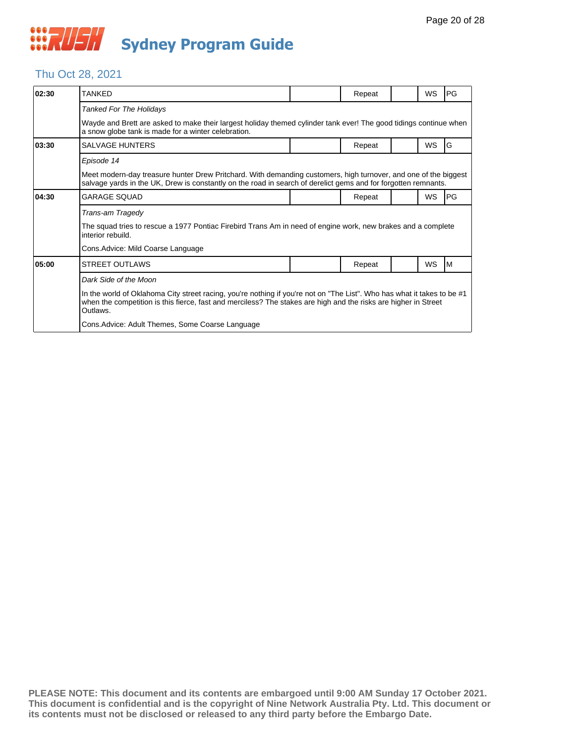# Sydney Program Guide

## Thu Oct 28, 2021

| Time | Program | | Repeat | | WS | Rating |
|---|---|---|---|---|---|---|
| 02:30 | TANKED | | Repeat | | WS | PG |
| | *Tanked For The Holidays* | | | | | |
| | Wayde and Brett are asked to make their largest holiday themed cylinder tank ever! The good tidings continue when a snow globe tank is made for a winter celebration. | | | | | |
| 03:30 | SALVAGE HUNTERS | | Repeat | | WS | G |
| | *Episode 14* | | | | | |
| | Meet modern-day treasure hunter Drew Pritchard. With demanding customers, high turnover, and one of the biggest salvage yards in the UK, Drew is constantly on the road in search of derelict gems and for forgotten remnants. | | | | | |
| 04:30 | GARAGE SQUAD | | Repeat | | WS | PG |
| | *Trans-am Tragedy* | | | | | |
| | The squad tries to rescue a 1977 Pontiac Firebird Trans Am in need of engine work, new brakes and a complete interior rebuild. | | | | | |
| | Cons.Advice: Mild Coarse Language | | | | | |
| 05:00 | STREET OUTLAWS | | Repeat | | WS | M |
| | *Dark Side of the Moon* | | | | | |
| | In the world of Oklahoma City street racing, you're nothing if you're not on "The List". Who has what it takes to be #1 when the competition is this fierce, fast and merciless? The stakes are high and the risks are higher in Street Outlaws. | | | | | |
| | Cons.Advice: Adult Themes, Some Coarse Language | | | | | |

**PLEASE NOTE: This document and its contents are embargoed until 9:00 AM Sunday 17 October 2021. This document is confidential and is the copyright of Nine Network Australia Pty. Ltd. This document or its contents must not be disclosed or released to any third party before the Embargo Date.**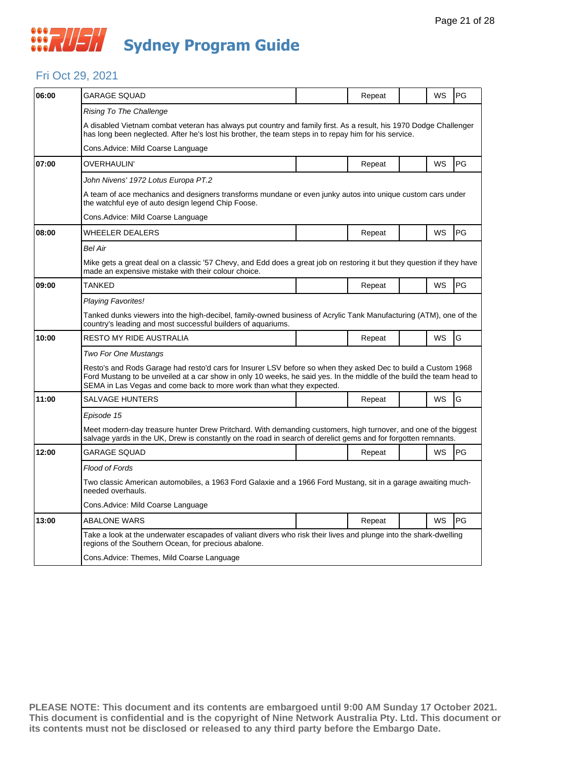# Sydney Program Guide

## Fri Oct 29, 2021

| Time | Program | | Repeat | | WS | Rating |
|---|---|---|---|---|---|---|
| 06:00 | GARAGE SQUAD | | Repeat | | WS | PG |

*Rising To The Challenge*

A disabled Vietnam combat veteran has always put country and family first. As a result, his 1970 Dodge Challenger has long been neglected. After he's lost his brother, the team steps in to repay him for his service.

Cons.Advice: Mild Coarse Language

| Time | Program | | Repeat | | WS | Rating |
|---|---|---|---|---|---|---|
| 07:00 | OVERHAULIN' | | Repeat | | WS | PG |

*John Nivens' 1972 Lotus Europa PT.2*

A team of ace mechanics and designers transforms mundane or even junky autos into unique custom cars under the watchful eye of auto design legend Chip Foose.

Cons.Advice: Mild Coarse Language

| Time | Program | | Repeat | | WS | Rating |
|---|---|---|---|---|---|---|
| 08:00 | WHEELER DEALERS | | Repeat | | WS | PG |

*Bel Air*

Mike gets a great deal on a classic '57 Chevy, and Edd does a great job on restoring it but they question if they have made an expensive mistake with their colour choice.

| Time | Program | | Repeat | | WS | Rating |
|---|---|---|---|---|---|---|
| 09:00 | TANKED | | Repeat | | WS | PG |

*Playing Favorites!*

Tanked dunks viewers into the high-decibel, family-owned business of Acrylic Tank Manufacturing (ATM), one of the country's leading and most successful builders of aquariums.

| Time | Program | | Repeat | | WS | Rating |
|---|---|---|---|---|---|---|
| 10:00 | RESTO MY RIDE AUSTRALIA | | Repeat | | WS | G |

*Two For One Mustangs*

Resto's and Rods Garage had resto'd cars for Insurer LSV before so when they asked Dec to build a Custom 1968 Ford Mustang to be unveiled at a car show in only 10 weeks, he said yes. In the middle of the build the team head to SEMA in Las Vegas and come back to more work than what they expected.

| Time | Program | | Repeat | | WS | Rating |
|---|---|---|---|---|---|---|
| 11:00 | SALVAGE HUNTERS | | Repeat | | WS | G |

*Episode 15*

Meet modern-day treasure hunter Drew Pritchard. With demanding customers, high turnover, and one of the biggest salvage yards in the UK, Drew is constantly on the road in search of derelict gems and for forgotten remnants.

| Time | Program | | Repeat | | WS | Rating |
|---|---|---|---|---|---|---|
| 12:00 | GARAGE SQUAD | | Repeat | | WS | PG |

*Flood of Fords*

Two classic American automobiles, a 1963 Ford Galaxie and a 1966 Ford Mustang, sit in a garage awaiting much-needed overhauls.

Cons.Advice: Mild Coarse Language

| Time | Program | | Repeat | | WS | Rating |
|---|---|---|---|---|---|---|
| 13:00 | ABALONE WARS | | Repeat | | WS | PG |

Take a look at the underwater escapades of valiant divers who risk their lives and plunge into the shark-dwelling regions of the Southern Ocean, for precious abalone.

Cons.Advice: Themes, Mild Coarse Language

**PLEASE NOTE: This document and its contents are embargoed until 9:00 AM Sunday 17 October 2021. This document is confidential and is the copyright of Nine Network Australia Pty. Ltd. This document or its contents must not be disclosed or released to any third party before the Embargo Date.**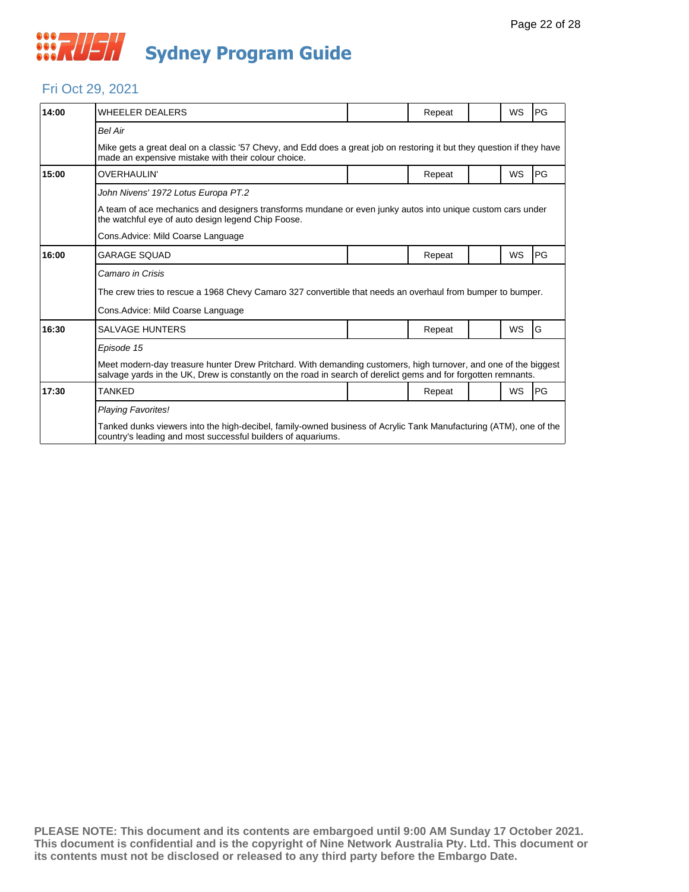# RUSH Sydney Program Guide

## Fri Oct 29, 2021

| Time | Program | | Status | | Format | Rating |
|---|---|---|---|---|---|---|
| 14:00 | WHEELER DEALERS | | Repeat | | WS | PG |
| | *Bel Air* | | | | | |
| | Mike gets a great deal on a classic '57 Chevy, and Edd does a great job on restoring it but they question if they have made an expensive mistake with their colour choice. | | | | | |
| 15:00 | OVERHAULIN' | | Repeat | | WS | PG |
| | *John Nivens' 1972 Lotus Europa PT.2* | | | | | |
| | A team of ace mechanics and designers transforms mundane or even junky autos into unique custom cars under the watchful eye of auto design legend Chip Foose. | | | | | |
| | Cons.Advice: Mild Coarse Language | | | | | |
| 16:00 | GARAGE SQUAD | | Repeat | | WS | PG |
| | *Camaro in Crisis* | | | | | |
| | The crew tries to rescue a 1968 Chevy Camaro 327 convertible that needs an overhaul from bumper to bumper. | | | | | |
| | Cons.Advice: Mild Coarse Language | | | | | |
| 16:30 | SALVAGE HUNTERS | | Repeat | | WS | G |
| | *Episode 15* | | | | | |
| | Meet modern-day treasure hunter Drew Pritchard. With demanding customers, high turnover, and one of the biggest salvage yards in the UK, Drew is constantly on the road in search of derelict gems and for forgotten remnants. | | | | | |
| 17:30 | TANKED | | Repeat | | WS | PG |
| | *Playing Favorites!* | | | | | |
| | Tanked dunks viewers into the high-decibel, family-owned business of Acrylic Tank Manufacturing (ATM), one of the country's leading and most successful builders of aquariums. | | | | | |

**PLEASE NOTE: This document and its contents are embargoed until 9:00 AM Sunday 17 October 2021. This document is confidential and is the copyright of Nine Network Australia Pty. Ltd. This document or its contents must not be disclosed or released to any third party before the Embargo Date.**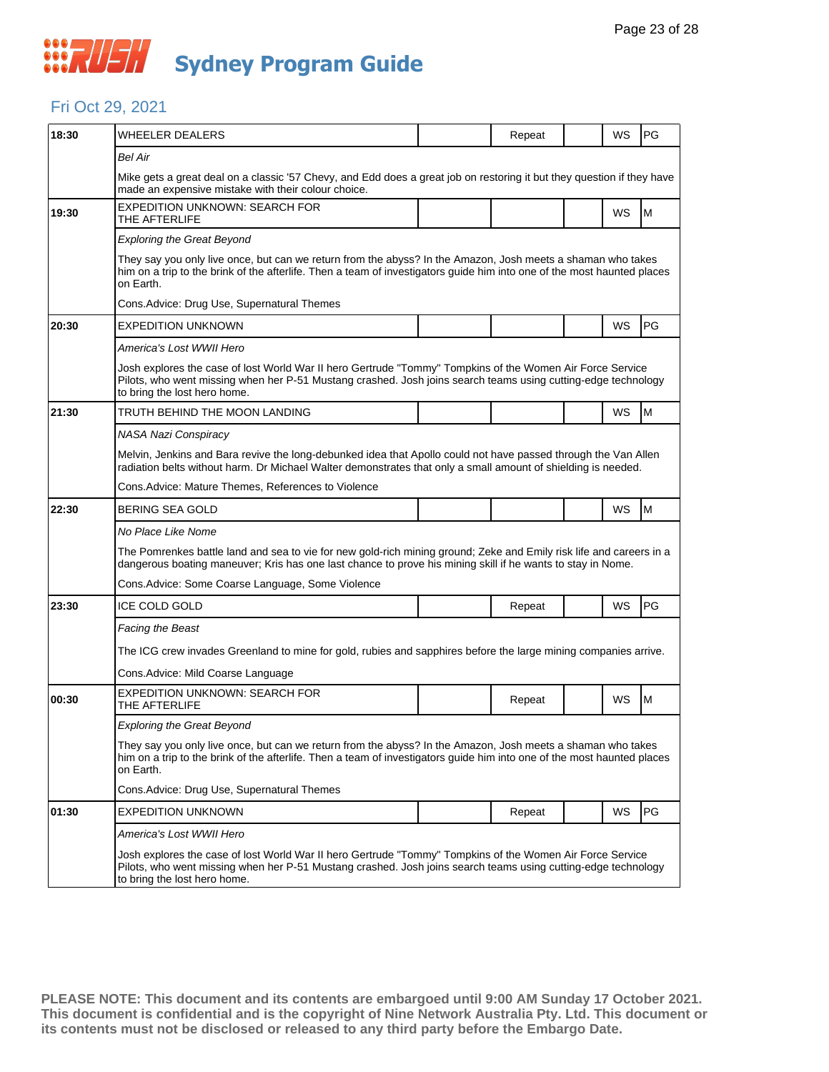# RUSH Sydney Program Guide

## Fri Oct 29, 2021

| Time | Program | | | | | |
|---|---|---|---|---|---|---|
| 18:30 | WHEELER DEALERS | | Repeat | | WS | PG |
| | *Bel Air* | | | | | |
| | Mike gets a great deal on a classic '57 Chevy, and Edd does a great job on restoring it but they question if they have made an expensive mistake with their colour choice. | | | | | |
| 19:30 | EXPEDITION UNKNOWN: SEARCH FOR THE AFTERLIFE | | | | WS | M |
| | *Exploring the Great Beyond* | | | | | |
| | They say you only live once, but can we return from the abyss? In the Amazon, Josh meets a shaman who takes him on a trip to the brink of the afterlife. Then a team of investigators guide him into one of the most haunted places on Earth. | | | | | |
| | Cons.Advice: Drug Use, Supernatural Themes | | | | | |
| 20:30 | EXPEDITION UNKNOWN | | | | WS | PG |
| | *America's Lost WWII Hero* | | | | | |
| | Josh explores the case of lost World War II hero Gertrude "Tommy" Tompkins of the Women Air Force Service Pilots, who went missing when her P-51 Mustang crashed. Josh joins search teams using cutting-edge technology to bring the lost hero home. | | | | | |
| 21:30 | TRUTH BEHIND THE MOON LANDING | | | | WS | M |
| | *NASA Nazi Conspiracy* | | | | | |
| | Melvin, Jenkins and Bara revive the long-debunked idea that Apollo could not have passed through the Van Allen radiation belts without harm. Dr Michael Walter demonstrates that only a small amount of shielding is needed. | | | | | |
| | Cons.Advice: Mature Themes, References to Violence | | | | | |
| 22:30 | BERING SEA GOLD | | | | WS | M |
| | *No Place Like Nome* | | | | | |
| | The Pomrenkes battle land and sea to vie for new gold-rich mining ground; Zeke and Emily risk life and careers in a dangerous boating maneuver; Kris has one last chance to prove his mining skill if he wants to stay in Nome. | | | | | |
| | Cons.Advice: Some Coarse Language, Some Violence | | | | | |
| 23:30 | ICE COLD GOLD | | Repeat | | WS | PG |
| | *Facing the Beast* | | | | | |
| | The ICG crew invades Greenland to mine for gold, rubies and sapphires before the large mining companies arrive. | | | | | |
| | Cons.Advice: Mild Coarse Language | | | | | |
| 00:30 | EXPEDITION UNKNOWN: SEARCH FOR THE AFTERLIFE | | Repeat | | WS | M |
| | *Exploring the Great Beyond* | | | | | |
| | They say you only live once, but can we return from the abyss? In the Amazon, Josh meets a shaman who takes him on a trip to the brink of the afterlife. Then a team of investigators guide him into one of the most haunted places on Earth. | | | | | |
| | Cons.Advice: Drug Use, Supernatural Themes | | | | | |
| 01:30 | EXPEDITION UNKNOWN | | Repeat | | WS | PG |
| | *America's Lost WWII Hero* | | | | | |
| | Josh explores the case of lost World War II hero Gertrude "Tommy" Tompkins of the Women Air Force Service Pilots, who went missing when her P-51 Mustang crashed. Josh joins search teams using cutting-edge technology to bring the lost hero home. | | | | | |

**PLEASE NOTE: This document and its contents are embargoed until 9:00 AM Sunday 17 October 2021. This document is confidential and is the copyright of Nine Network Australia Pty. Ltd. This document or its contents must not be disclosed or released to any third party before the Embargo Date.**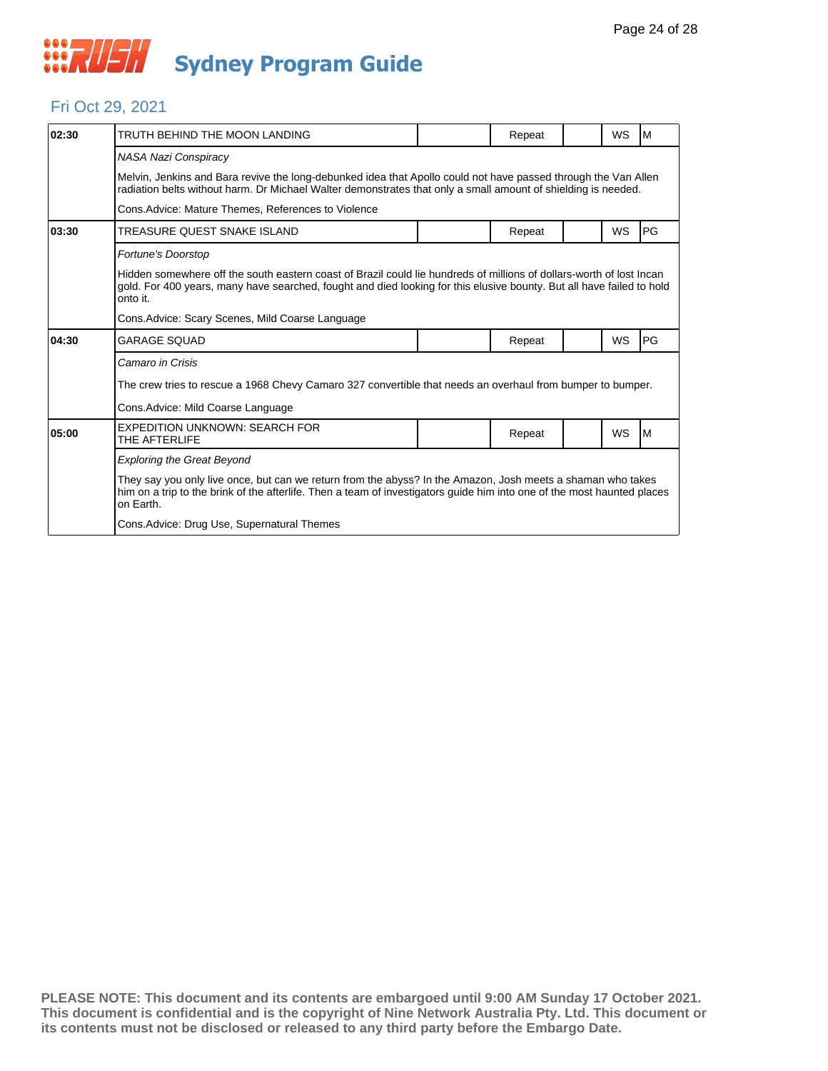# Sydney Program Guide

## Fri Oct 29, 2021

| Time | Program | | Repeat | | WS | Rating |
|---|---|---|---|---|---|---|
| 02:30 | TRUTH BEHIND THE MOON LANDING | | Repeat | | WS | M |

*NASA Nazi Conspiracy*

Melvin, Jenkins and Bara revive the long-debunked idea that Apollo could not have passed through the Van Allen radiation belts without harm. Dr Michael Walter demonstrates that only a small amount of shielding is needed.

Cons.Advice: Mature Themes, References to Violence

| Time | Program | | Repeat | | WS | Rating |
|---|---|---|---|---|---|---|
| 03:30 | TREASURE QUEST SNAKE ISLAND | | Repeat | | WS | PG |

*Fortune's Doorstop*

Hidden somewhere off the south eastern coast of Brazil could lie hundreds of millions of dollars-worth of lost Incan gold. For 400 years, many have searched, fought and died looking for this elusive bounty. But all have failed to hold onto it.

Cons.Advice: Scary Scenes, Mild Coarse Language

| Time | Program | | Repeat | | WS | Rating |
|---|---|---|---|---|---|---|
| 04:30 | GARAGE SQUAD | | Repeat | | WS | PG |

*Camaro in Crisis*

The crew tries to rescue a 1968 Chevy Camaro 327 convertible that needs an overhaul from bumper to bumper.

Cons.Advice: Mild Coarse Language

| Time | Program | | Repeat | | WS | Rating |
|---|---|---|---|---|---|---|
| 05:00 | EXPEDITION UNKNOWN: SEARCH FOR THE AFTERLIFE | | Repeat | | WS | M |

*Exploring the Great Beyond*

They say you only live once, but can we return from the abyss? In the Amazon, Josh meets a shaman who takes him on a trip to the brink of the afterlife. Then a team of investigators guide him into one of the most haunted places on Earth.

Cons.Advice: Drug Use, Supernatural Themes

**PLEASE NOTE: This document and its contents are embargoed until 9:00 AM Sunday 17 October 2021. This document is confidential and is the copyright of Nine Network Australia Pty. Ltd. This document or its contents must not be disclosed or released to any third party before the Embargo Date.**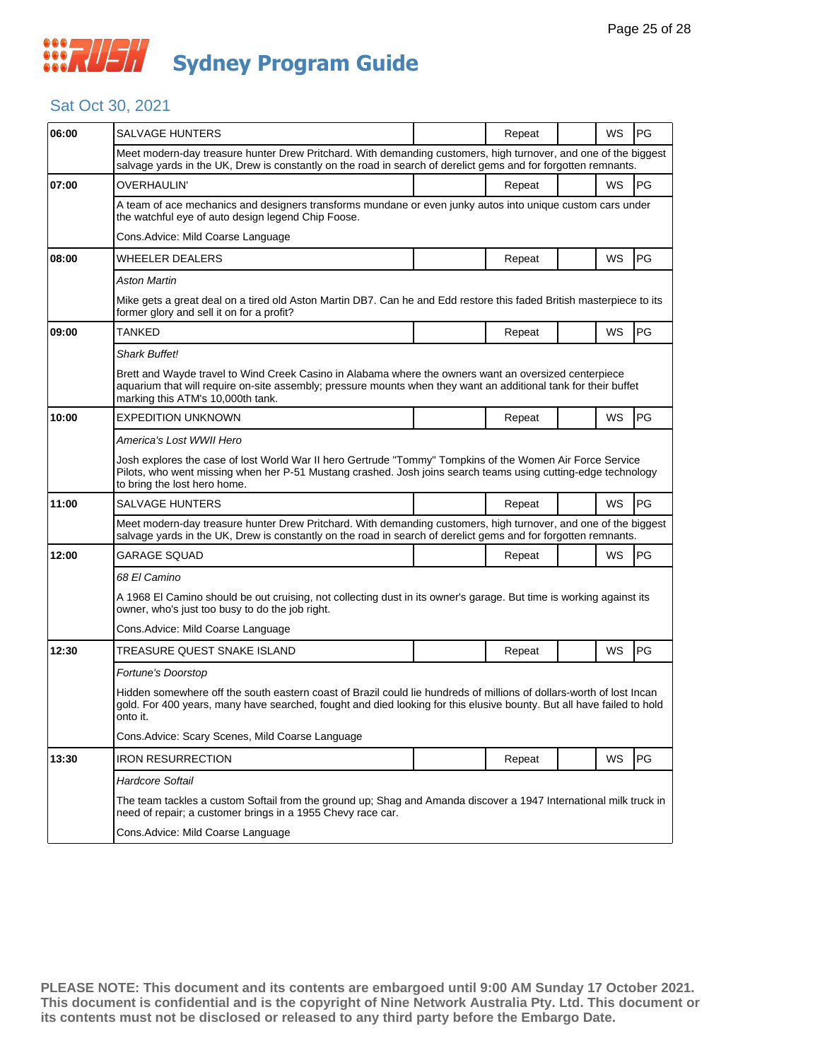# RUSH Sydney Program Guide

## Sat Oct 30, 2021

| Time | Program | | Repeat | | WS | Rating |
|---|---|---|---|---|---|---|
| 06:00 | SALVAGE HUNTERS | | Repeat | | WS | PG |
| | Meet modern-day treasure hunter Drew Pritchard. With demanding customers, high turnover, and one of the biggest salvage yards in the UK, Drew is constantly on the road in search of derelict gems and for forgotten remnants. | | | | | |
| 07:00 | OVERHAULIN' | | Repeat | | WS | PG |
| | A team of ace mechanics and designers transforms mundane or even junky autos into unique custom cars under the watchful eye of auto design legend Chip Foose.<br><br>Cons.Advice: Mild Coarse Language | | | | | |
| 08:00 | WHEELER DEALERS | | Repeat | | WS | PG |
| | *Aston Martin*<br><br>Mike gets a great deal on a tired old Aston Martin DB7. Can he and Edd restore this faded British masterpiece to its former glory and sell it on for a profit? | | | | | |
| 09:00 | TANKED | | Repeat | | WS | PG |
| | *Shark Buffet!*<br><br>Brett and Wayde travel to Wind Creek Casino in Alabama where the owners want an oversized centerpiece aquarium that will require on-site assembly; pressure mounts when they want an additional tank for their buffet marking this ATM's 10,000th tank. | | | | | |
| 10:00 | EXPEDITION UNKNOWN | | Repeat | | WS | PG |
| | *America's Lost WWII Hero*<br><br>Josh explores the case of lost World War II hero Gertrude "Tommy" Tompkins of the Women Air Force Service Pilots, who went missing when her P-51 Mustang crashed. Josh joins search teams using cutting-edge technology to bring the lost hero home. | | | | | |
| 11:00 | SALVAGE HUNTERS | | Repeat | | WS | PG |
| | Meet modern-day treasure hunter Drew Pritchard. With demanding customers, high turnover, and one of the biggest salvage yards in the UK, Drew is constantly on the road in search of derelict gems and for forgotten remnants. | | | | | |
| 12:00 | GARAGE SQUAD | | Repeat | | WS | PG |
| | *68 El Camino*<br><br>A 1968 El Camino should be out cruising, not collecting dust in its owner's garage. But time is working against its owner, who's just too busy to do the job right.<br><br>Cons.Advice: Mild Coarse Language | | | | | |
| 12:30 | TREASURE QUEST SNAKE ISLAND | | Repeat | | WS | PG |
| | *Fortune's Doorstop*<br><br>Hidden somewhere off the south eastern coast of Brazil could lie hundreds of millions of dollars-worth of lost Incan gold. For 400 years, many have searched, fought and died looking for this elusive bounty. But all have failed to hold onto it.<br><br>Cons.Advice: Scary Scenes, Mild Coarse Language | | | | | |
| 13:30 | IRON RESURRECTION | | Repeat | | WS | PG |
| | *Hardcore Softail*<br><br>The team tackles a custom Softail from the ground up; Shag and Amanda discover a 1947 International milk truck in need of repair; a customer brings in a 1955 Chevy race car.<br><br>Cons.Advice: Mild Coarse Language | | | | | |

**PLEASE NOTE: This document and its contents are embargoed until 9:00 AM Sunday 17 October 2021. This document is confidential and is the copyright of Nine Network Australia Pty. Ltd. This document or its contents must not be disclosed or released to any third party before the Embargo Date.**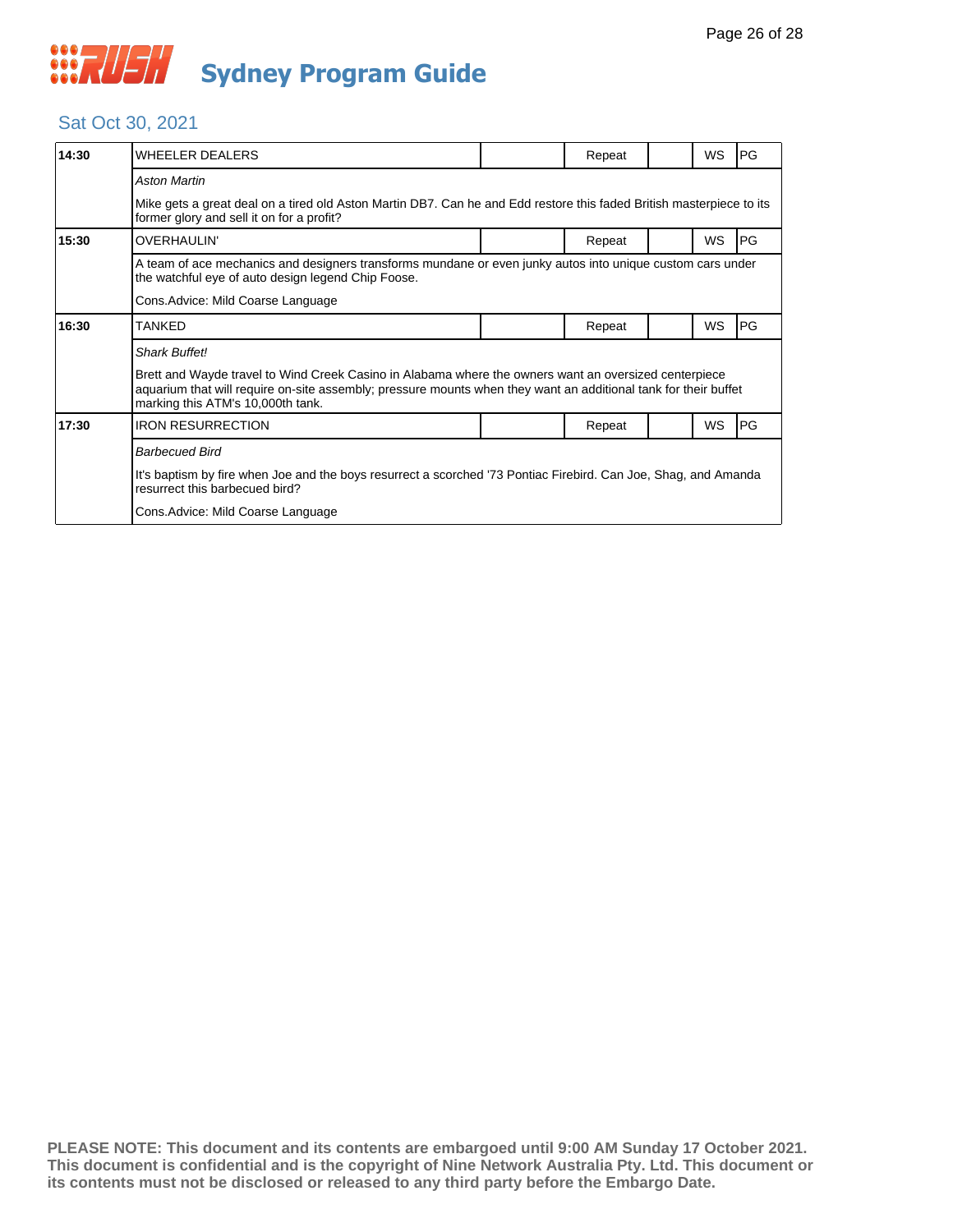# Sydney Program Guide

## Sat Oct 30, 2021

| Time | Program | | Status | | Format | Rating |
|---|---|---|---|---|---|---|
| 14:30 | WHEELER DEALERS | | Repeat | | WS | PG |
| | *Aston Martin* | | | | | |
| | Mike gets a great deal on a tired old Aston Martin DB7. Can he and Edd restore this faded British masterpiece to its former glory and sell it on for a profit? | | | | | |
| 15:30 | OVERHAULIN' | | Repeat | | WS | PG |
| | A team of ace mechanics and designers transforms mundane or even junky autos into unique custom cars under the watchful eye of auto design legend Chip Foose. | | | | | |
| | Cons.Advice: Mild Coarse Language | | | | | |
| 16:30 | TANKED | | Repeat | | WS | PG |
| | *Shark Buffet!* | | | | | |
| | Brett and Wayde travel to Wind Creek Casino in Alabama where the owners want an oversized centerpiece aquarium that will require on-site assembly; pressure mounts when they want an additional tank for their buffet marking this ATM's 10,000th tank. | | | | | |
| 17:30 | IRON RESURRECTION | | Repeat | | WS | PG |
| | *Barbecued Bird* | | | | | |
| | It's baptism by fire when Joe and the boys resurrect a scorched '73 Pontiac Firebird. Can Joe, Shag, and Amanda resurrect this barbecued bird? | | | | | |
| | Cons.Advice: Mild Coarse Language | | | | | |

**PLEASE NOTE: This document and its contents are embargoed until 9:00 AM Sunday 17 October 2021. This document is confidential and is the copyright of Nine Network Australia Pty. Ltd. This document or its contents must not be disclosed or released to any third party before the Embargo Date.**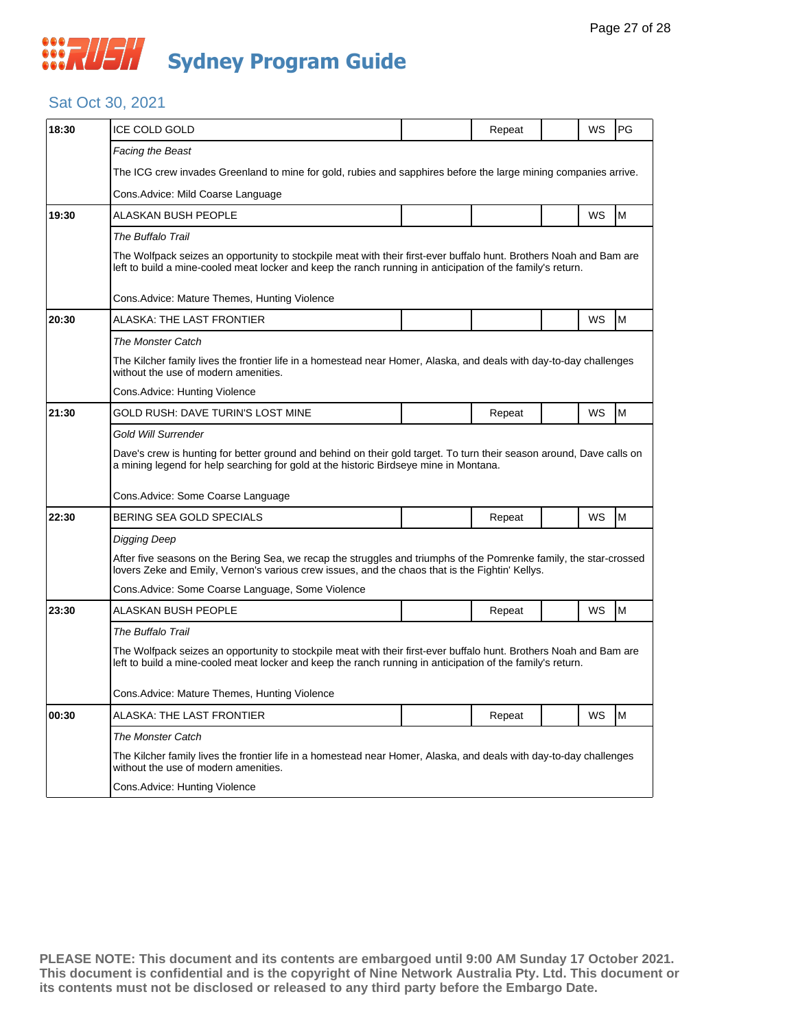# RUSH Sydney Program Guide

## Sat Oct 30, 2021

| Time | Program | | Repeat | | WS | Rating |
|---|---|---|---|---|---|---|
| 18:30 | ICE COLD GOLD | | Repeat | | WS | PG |
| | *Facing the Beast* | | | | | |
| | The ICG crew invades Greenland to mine for gold, rubies and sapphires before the large mining companies arrive. | | | | | |
| | Cons.Advice: Mild Coarse Language | | | | | |
| 19:30 | ALASKAN BUSH PEOPLE | | | | WS | M |
| | *The Buffalo Trail* | | | | | |
| | The Wolfpack seizes an opportunity to stockpile meat with their first-ever buffalo hunt. Brothers Noah and Bam are left to build a mine-cooled meat locker and keep the ranch running in anticipation of the family's return. | | | | | |
| | Cons.Advice: Mature Themes, Hunting Violence | | | | | |
| 20:30 | ALASKA: THE LAST FRONTIER | | | | WS | M |
| | *The Monster Catch* | | | | | |
| | The Kilcher family lives the frontier life in a homestead near Homer, Alaska, and deals with day-to-day challenges without the use of modern amenities. | | | | | |
| | Cons.Advice: Hunting Violence | | | | | |
| 21:30 | GOLD RUSH: DAVE TURIN'S LOST MINE | | Repeat | | WS | M |
| | *Gold Will Surrender* | | | | | |
| | Dave's crew is hunting for better ground and behind on their gold target. To turn their season around, Dave calls on a mining legend for help searching for gold at the historic Birdseye mine in Montana. | | | | | |
| | Cons.Advice: Some Coarse Language | | | | | |
| 22:30 | BERING SEA GOLD SPECIALS | | Repeat | | WS | M |
| | *Digging Deep* | | | | | |
| | After five seasons on the Bering Sea, we recap the struggles and triumphs of the Pomrenke family, the star-crossed lovers Zeke and Emily, Vernon's various crew issues, and the chaos that is the Fightin' Kellys. | | | | | |
| | Cons.Advice: Some Coarse Language, Some Violence | | | | | |
| 23:30 | ALASKAN BUSH PEOPLE | | Repeat | | WS | M |
| | *The Buffalo Trail* | | | | | |
| | The Wolfpack seizes an opportunity to stockpile meat with their first-ever buffalo hunt. Brothers Noah and Bam are left to build a mine-cooled meat locker and keep the ranch running in anticipation of the family's return. | | | | | |
| | Cons.Advice: Mature Themes, Hunting Violence | | | | | |
| 00:30 | ALASKA: THE LAST FRONTIER | | Repeat | | WS | M |
| | *The Monster Catch* | | | | | |
| | The Kilcher family lives the frontier life in a homestead near Homer, Alaska, and deals with day-to-day challenges without the use of modern amenities. | | | | | |
| | Cons.Advice: Hunting Violence | | | | | |

**PLEASE NOTE: This document and its contents are embargoed until 9:00 AM Sunday 17 October 2021. This document is confidential and is the copyright of Nine Network Australia Pty. Ltd. This document or its contents must not be disclosed or released to any third party before the Embargo Date.**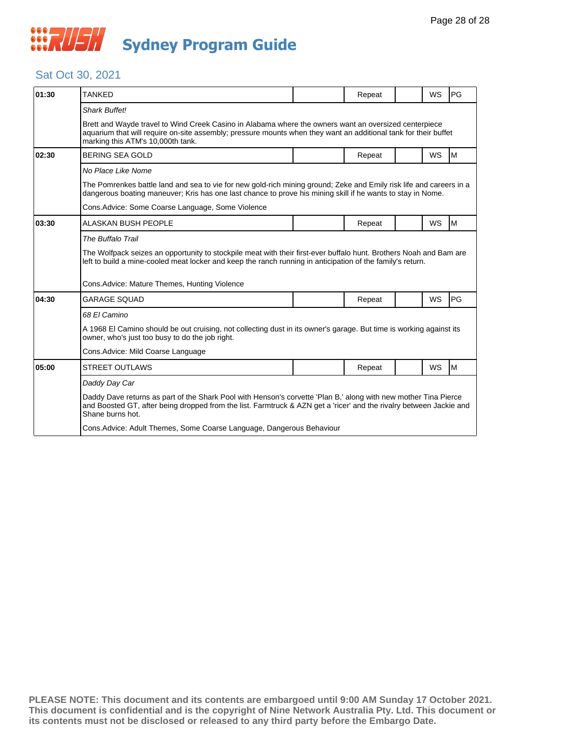# Sydney Program Guide

## Sat Oct 30, 2021

| | | | | | | |
|---|---|---|---|---|---|---|
| **01:30** | TANKED | | Repeat | | WS | PG |
| | *Shark Buffet!* | | | | | |
| | Brett and Wayde travel to Wind Creek Casino in Alabama where the owners want an oversized centerpiece aquarium that will require on-site assembly; pressure mounts when they want an additional tank for their buffet marking this ATM's 10,000th tank. | | | | | |
| **02:30** | BERING SEA GOLD | | Repeat | | WS | M |
| | *No Place Like Nome* | | | | | |
| | The Pomrenkes battle land and sea to vie for new gold-rich mining ground; Zeke and Emily risk life and careers in a dangerous boating maneuver; Kris has one last chance to prove his mining skill if he wants to stay in Nome. | | | | | |
| | Cons.Advice: Some Coarse Language, Some Violence | | | | | |
| **03:30** | ALASKAN BUSH PEOPLE | | Repeat | | WS | M |
| | *The Buffalo Trail* | | | | | |
| | The Wolfpack seizes an opportunity to stockpile meat with their first-ever buffalo hunt. Brothers Noah and Bam are left to build a mine-cooled meat locker and keep the ranch running in anticipation of the family's return. | | | | | |
| | Cons.Advice: Mature Themes, Hunting Violence | | | | | |
| **04:30** | GARAGE SQUAD | | Repeat | | WS | PG |
| | *68 El Camino* | | | | | |
| | A 1968 El Camino should be out cruising, not collecting dust in its owner's garage. But time is working against its owner, who's just too busy to do the job right. | | | | | |
| | Cons.Advice: Mild Coarse Language | | | | | |
| **05:00** | STREET OUTLAWS | | Repeat | | WS | M |
| | *Daddy Day Car* | | | | | |
| | Daddy Dave returns as part of the Shark Pool with Henson's corvette 'Plan B,' along with new mother Tina Pierce and Boosted GT, after being dropped from the list. Farmtruck & AZN get a 'ricer' and the rivalry between Jackie and Shane burns hot. | | | | | |
| | Cons.Advice: Adult Themes, Some Coarse Language, Dangerous Behaviour | | | | | |

**PLEASE NOTE: This document and its contents are embargoed until 9:00 AM Sunday 17 October 2021. This document is confidential and is the copyright of Nine Network Australia Pty. Ltd. This document or its contents must not be disclosed or released to any third party before the Embargo Date.**